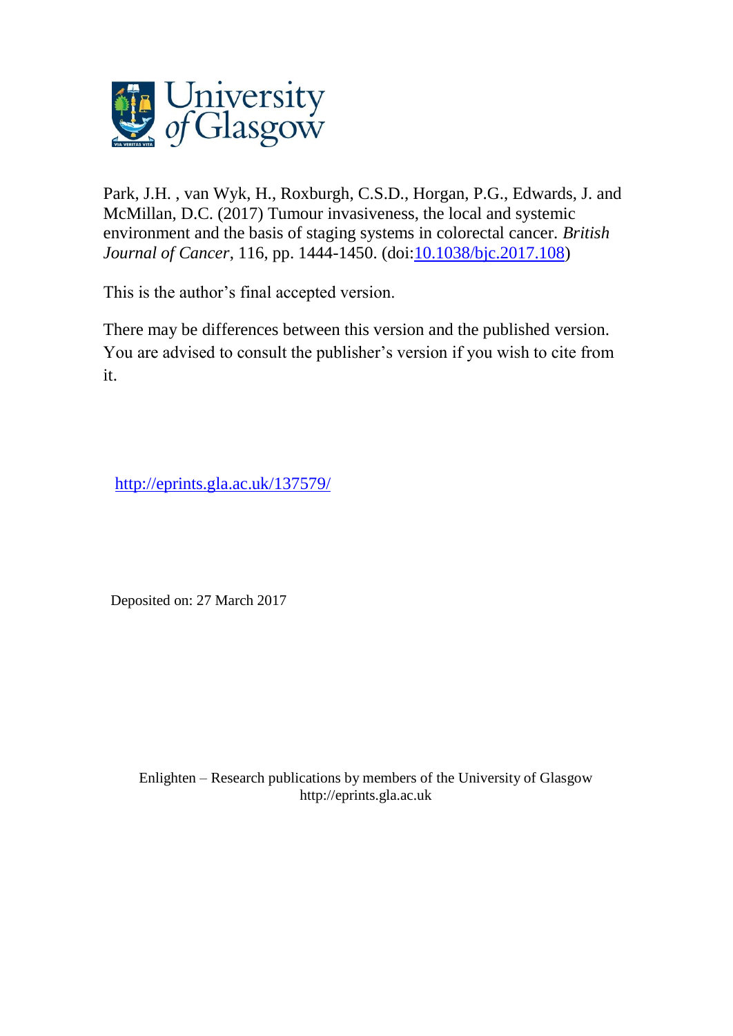University of Glasgow

Park, J.H. , van Wyk, H., Roxburgh, C.S.D., Horgan, P.G., Edwards, J. and McMillan, D.C. (2017) Tumour invasiveness, the local and systemic environment and the basis of staging systems in colorectal cancer. *British Journal of Cancer*, 116, pp. 1444-1450. (doi:[10.1038/bjc.2017.108](https://doi.org/10.1038/bjc.2017.108))

This is the author's final accepted version.

There may be differences between this version and the published version. You are advised to consult the publisher's version if you wish to cite from it.

http://eprints.gla.ac.uk/137579/

Deposited on: 27 March 2017

Enlighten – Research publications by members of the University of Glasgow
http://eprints.gla.ac.uk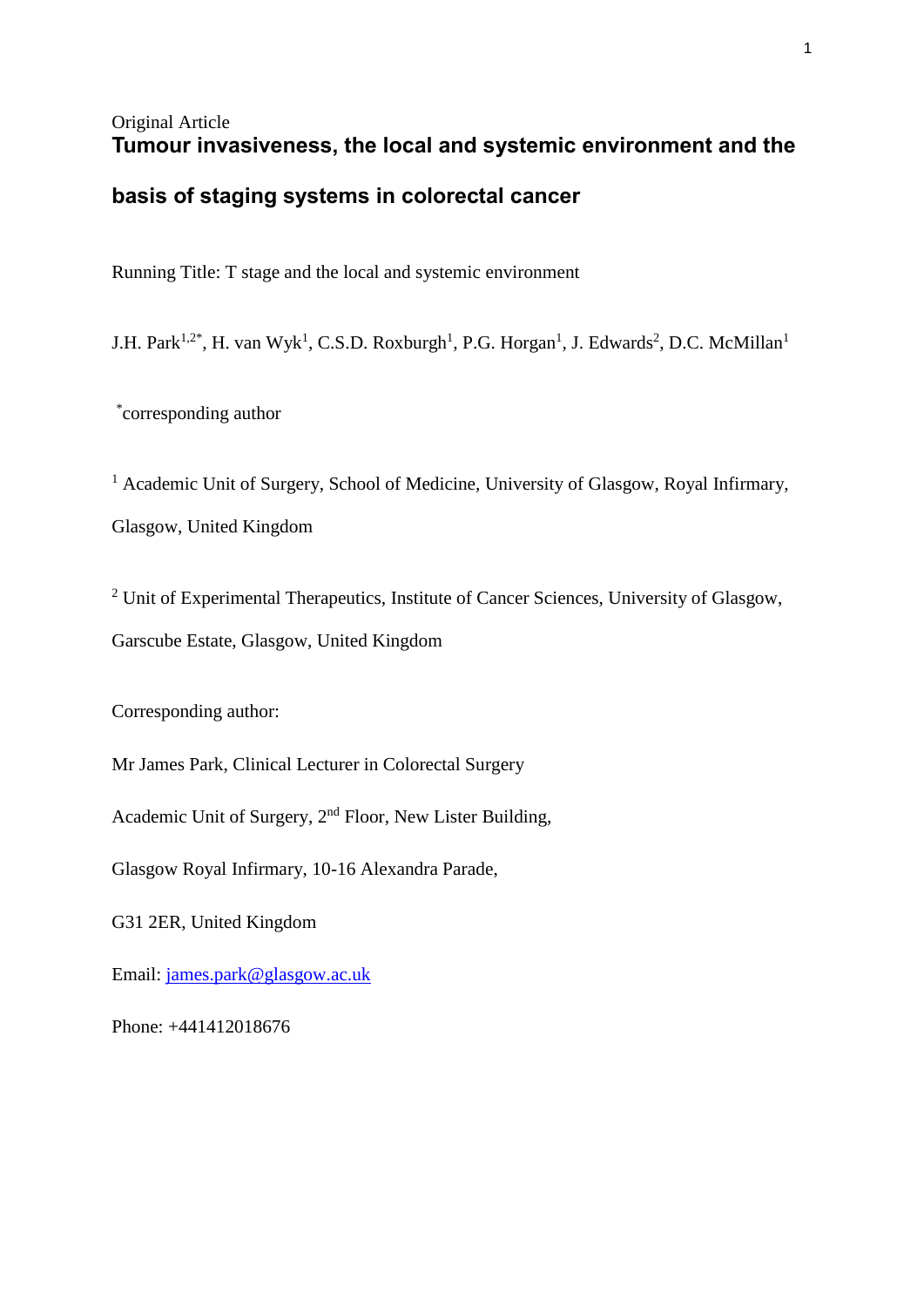Original Article

# Tumour invasiveness, the local and systemic environment and the basis of staging systems in colorectal cancer

Running Title: T stage and the local and systemic environment

J.H. Park[1,2*], H. van Wyk[1], C.S.D. Roxburgh[1], P.G. Horgan[1], J. Edwards[2], D.C. McMillan[1]

[*]corresponding author

[1] Academic Unit of Surgery, School of Medicine, University of Glasgow, Royal Infirmary, Glasgow, United Kingdom

[2] Unit of Experimental Therapeutics, Institute of Cancer Sciences, University of Glasgow, Garscube Estate, Glasgow, United Kingdom

Corresponding author:

Mr James Park, Clinical Lecturer in Colorectal Surgery

Academic Unit of Surgery, 2nd Floor, New Lister Building,

Glasgow Royal Infirmary, 10-16 Alexandra Parade,

G31 2ER, United Kingdom

Email: james.park@glasgow.ac.uk

Phone: +441412018676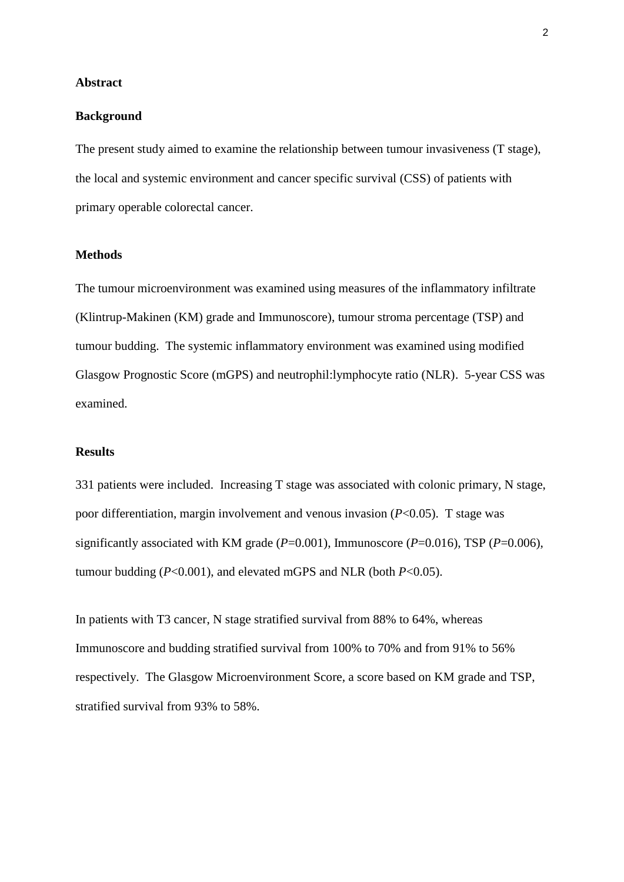## Abstract

### Background

The present study aimed to examine the relationship between tumour invasiveness (T stage), the local and systemic environment and cancer specific survival (CSS) of patients with primary operable colorectal cancer.

### Methods

The tumour microenvironment was examined using measures of the inflammatory infiltrate (Klintrup-Makinen (KM) grade and Immunoscore), tumour stroma percentage (TSP) and tumour budding. The systemic inflammatory environment was examined using modified Glasgow Prognostic Score (mGPS) and neutrophil:lymphocyte ratio (NLR). 5-year CSS was examined.

### Results

331 patients were included. Increasing T stage was associated with colonic primary, N stage, poor differentiation, margin involvement and venous invasion ($P$<0.05). T stage was significantly associated with KM grade ($P$=0.001), Immunoscore ($P$=0.016), TSP ($P$=0.006), tumour budding ($P$<0.001), and elevated mGPS and NLR (both $P$<0.05).

In patients with T3 cancer, N stage stratified survival from 88% to 64%, whereas Immunoscore and budding stratified survival from 100% to 70% and from 91% to 56% respectively. The Glasgow Microenvironment Score, a score based on KM grade and TSP, stratified survival from 93% to 58%.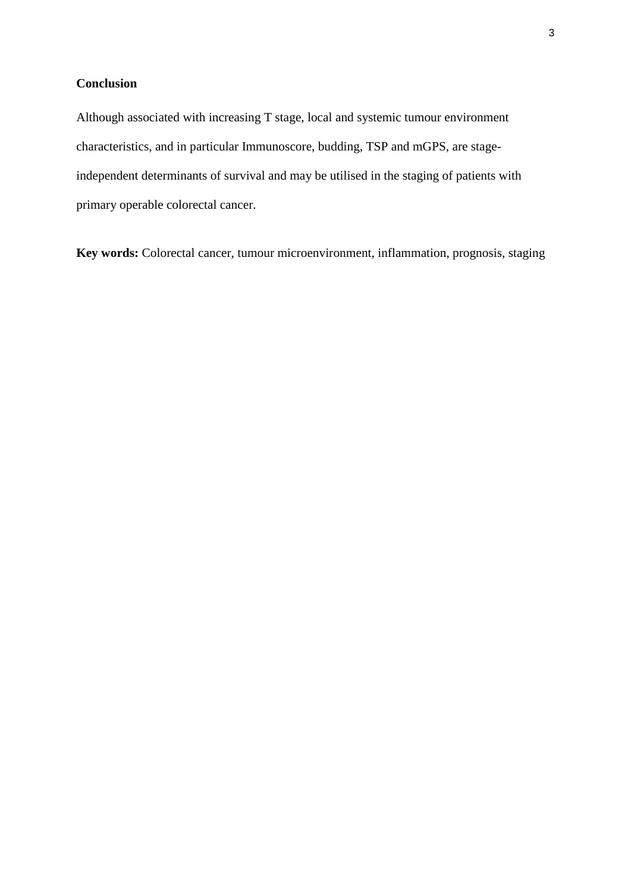**Conclusion**

Although associated with increasing T stage, local and systemic tumour environment characteristics, and in particular Immunoscore, budding, TSP and mGPS, are stage-independent determinants of survival and may be utilised in the staging of patients with primary operable colorectal cancer.

**Key words:** Colorectal cancer, tumour microenvironment, inflammation, prognosis, staging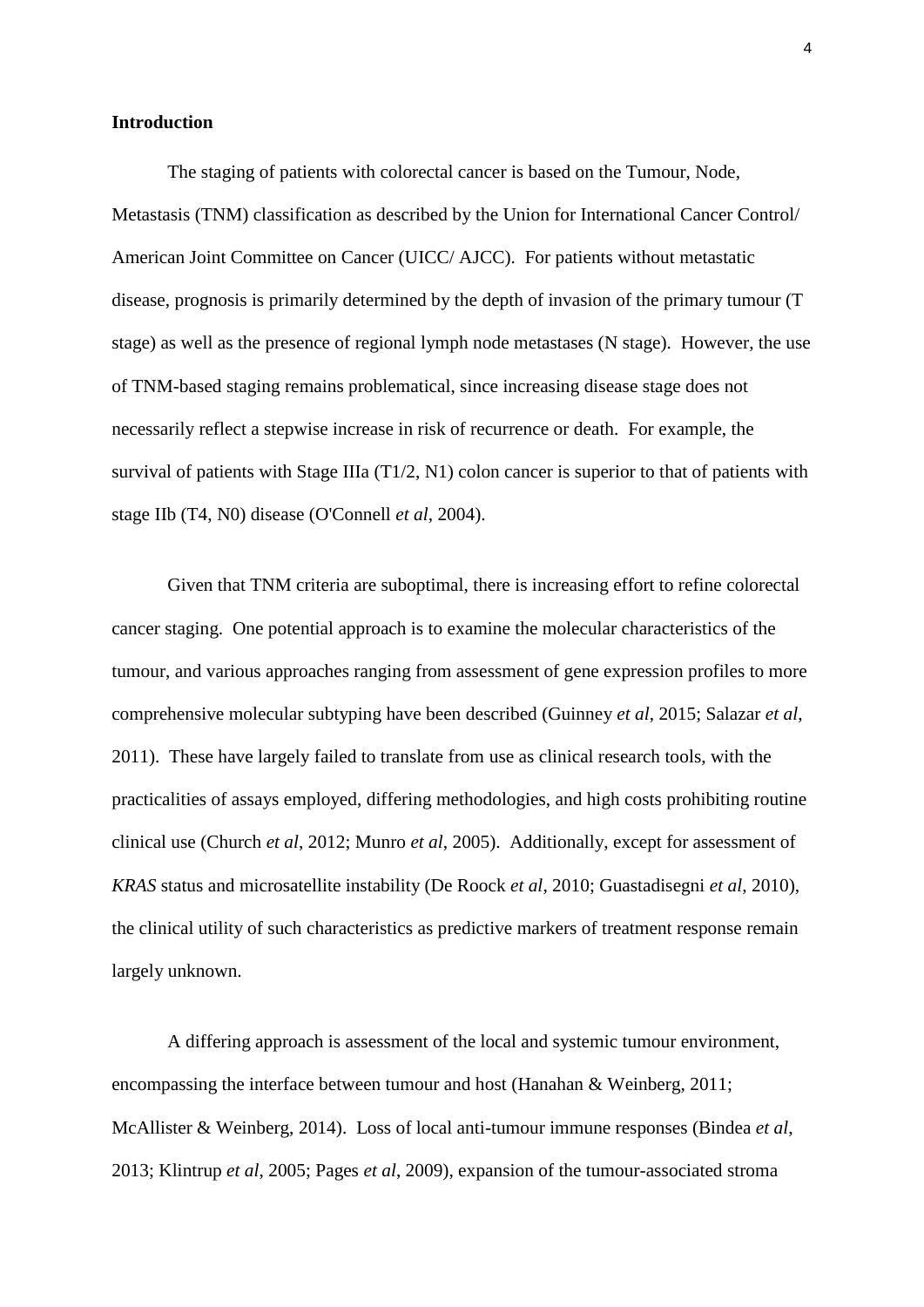**Introduction**

The staging of patients with colorectal cancer is based on the Tumour, Node, Metastasis (TNM) classification as described by the Union for International Cancer Control/ American Joint Committee on Cancer (UICC/ AJCC). For patients without metastatic disease, prognosis is primarily determined by the depth of invasion of the primary tumour (T stage) as well as the presence of regional lymph node metastases (N stage). However, the use of TNM-based staging remains problematical, since increasing disease stage does not necessarily reflect a stepwise increase in risk of recurrence or death. For example, the survival of patients with Stage IIIa (T1/2, N1) colon cancer is superior to that of patients with stage IIb (T4, N0) disease (O'Connell *et al*, 2004).

Given that TNM criteria are suboptimal, there is increasing effort to refine colorectal cancer staging. One potential approach is to examine the molecular characteristics of the tumour, and various approaches ranging from assessment of gene expression profiles to more comprehensive molecular subtyping have been described (Guinney *et al*, 2015; Salazar *et al*, 2011). These have largely failed to translate from use as clinical research tools, with the practicalities of assays employed, differing methodologies, and high costs prohibiting routine clinical use (Church *et al*, 2012; Munro *et al*, 2005). Additionally, except for assessment of *KRAS* status and microsatellite instability (De Roock *et al*, 2010; Guastadisegni *et al*, 2010), the clinical utility of such characteristics as predictive markers of treatment response remain largely unknown.

A differing approach is assessment of the local and systemic tumour environment, encompassing the interface between tumour and host (Hanahan & Weinberg, 2011; McAllister & Weinberg, 2014). Loss of local anti-tumour immune responses (Bindea *et al*, 2013; Klintrup *et al*, 2005; Pages *et al*, 2009), expansion of the tumour-associated stroma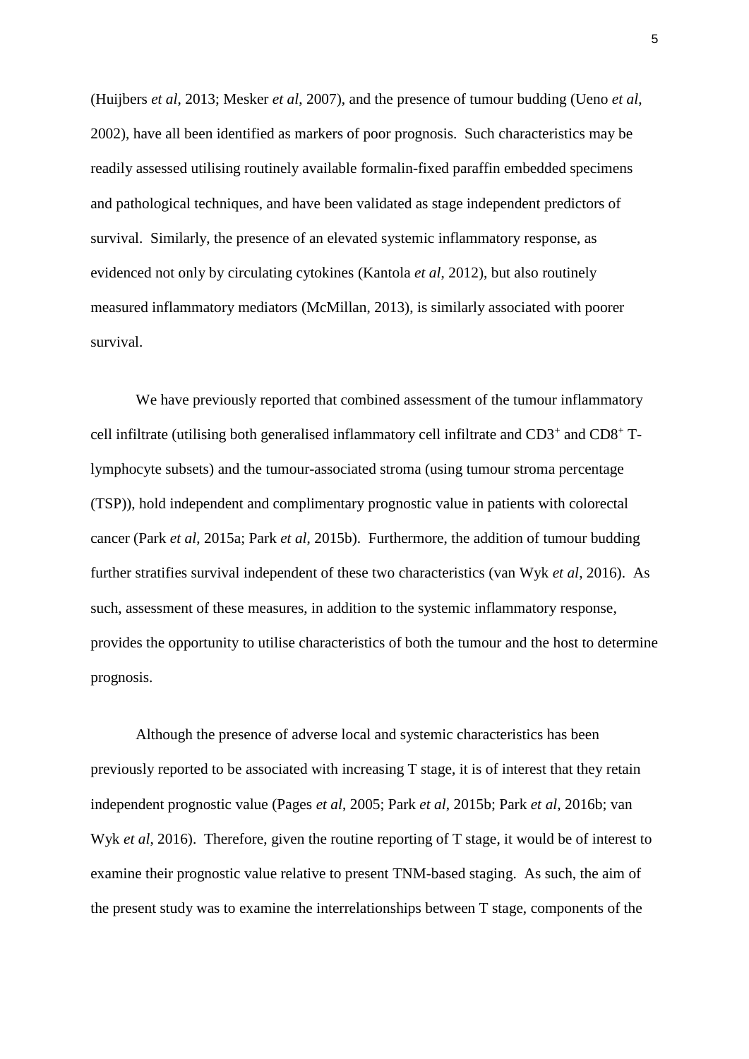(Huijbers *et al*, 2013; Mesker *et al*, 2007), and the presence of tumour budding (Ueno *et al*, 2002), have all been identified as markers of poor prognosis. Such characteristics may be readily assessed utilising routinely available formalin-fixed paraffin embedded specimens and pathological techniques, and have been validated as stage independent predictors of survival. Similarly, the presence of an elevated systemic inflammatory response, as evidenced not only by circulating cytokines (Kantola *et al*, 2012), but also routinely measured inflammatory mediators (McMillan, 2013), is similarly associated with poorer survival.

We have previously reported that combined assessment of the tumour inflammatory cell infiltrate (utilising both generalised inflammatory cell infiltrate and $CD3^+$ and $CD8^+$ T-lymphocyte subsets) and the tumour-associated stroma (using tumour stroma percentage (TSP)), hold independent and complimentary prognostic value in patients with colorectal cancer (Park *et al*, 2015a; Park *et al*, 2015b). Furthermore, the addition of tumour budding further stratifies survival independent of these two characteristics (van Wyk *et al*, 2016). As such, assessment of these measures, in addition to the systemic inflammatory response, provides the opportunity to utilise characteristics of both the tumour and the host to determine prognosis.

Although the presence of adverse local and systemic characteristics has been previously reported to be associated with increasing T stage, it is of interest that they retain independent prognostic value (Pages *et al*, 2005; Park *et al*, 2015b; Park *et al*, 2016b; van Wyk *et al*, 2016). Therefore, given the routine reporting of T stage, it would be of interest to examine their prognostic value relative to present TNM-based staging. As such, the aim of the present study was to examine the interrelationships between T stage, components of the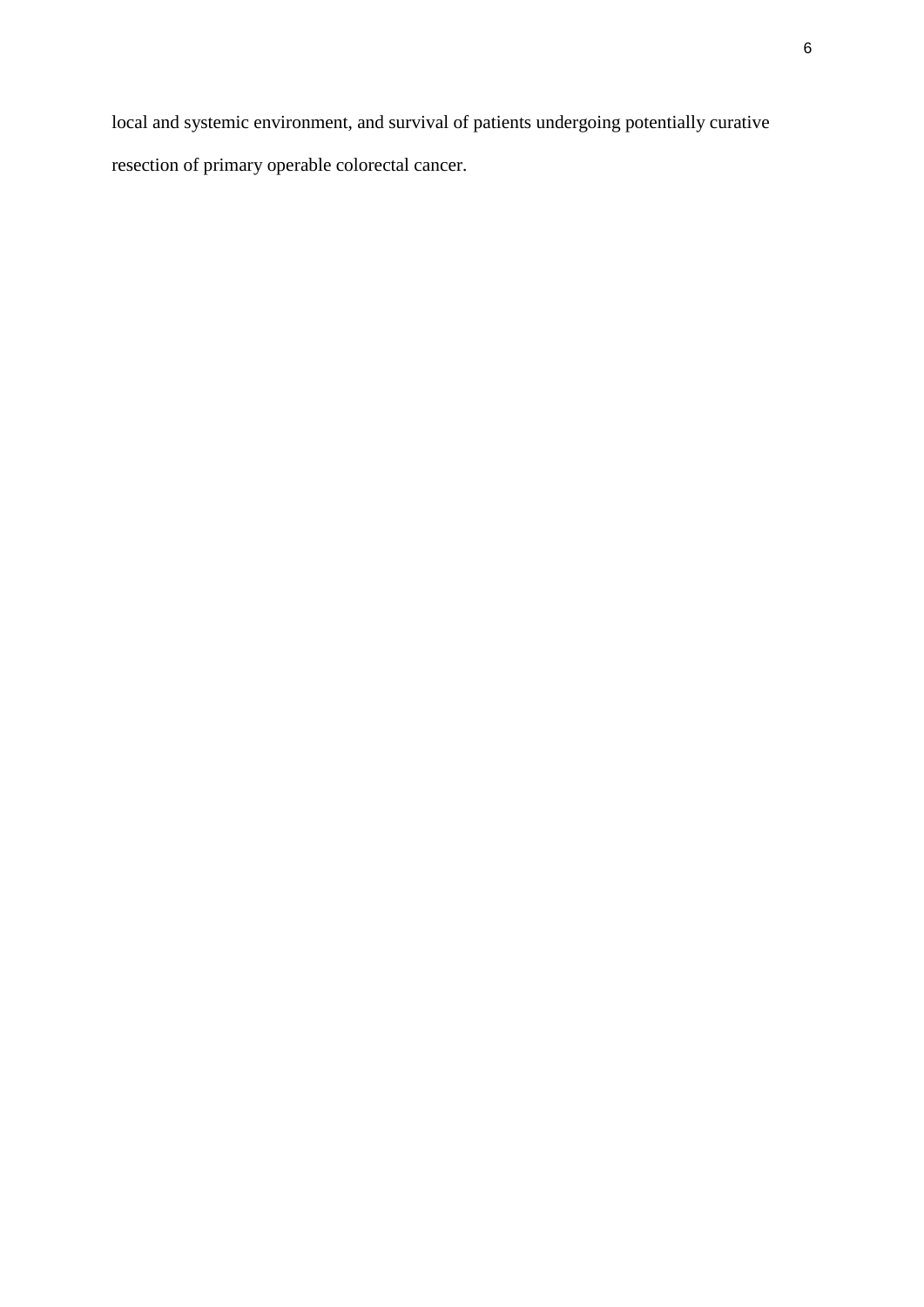local and systemic environment, and survival of patients undergoing potentially curative resection of primary operable colorectal cancer.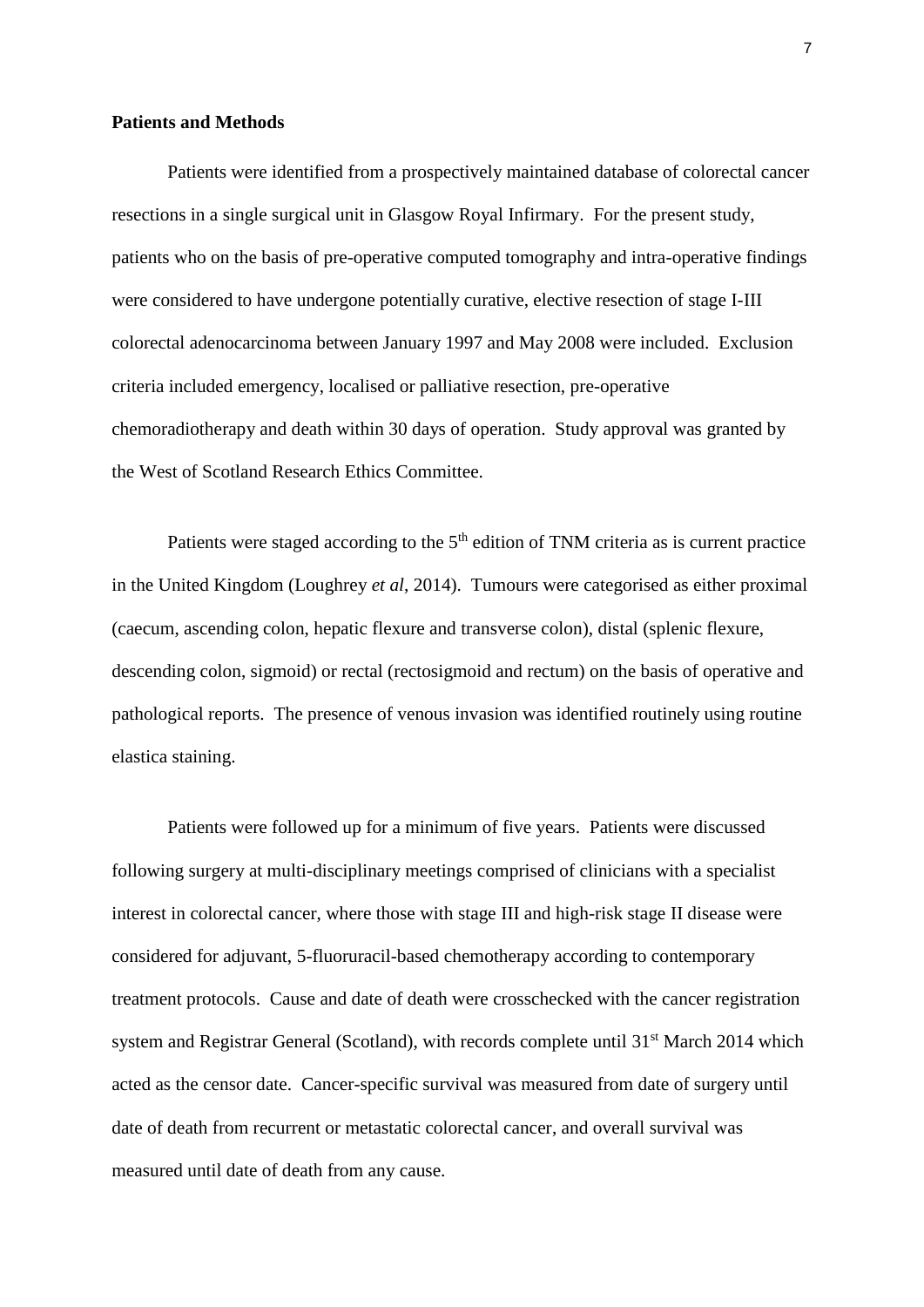**Patients and Methods**

Patients were identified from a prospectively maintained database of colorectal cancer resections in a single surgical unit in Glasgow Royal Infirmary. For the present study, patients who on the basis of pre-operative computed tomography and intra-operative findings were considered to have undergone potentially curative, elective resection of stage I-III colorectal adenocarcinoma between January 1997 and May 2008 were included. Exclusion criteria included emergency, localised or palliative resection, pre-operative chemoradiotherapy and death within 30 days of operation. Study approval was granted by the West of Scotland Research Ethics Committee.

Patients were staged according to the 5th edition of TNM criteria as is current practice in the United Kingdom (Loughrey *et al*, 2014). Tumours were categorised as either proximal (caecum, ascending colon, hepatic flexure and transverse colon), distal (splenic flexure, descending colon, sigmoid) or rectal (rectosigmoid and rectum) on the basis of operative and pathological reports. The presence of venous invasion was identified routinely using routine elastica staining.

Patients were followed up for a minimum of five years. Patients were discussed following surgery at multi-disciplinary meetings comprised of clinicians with a specialist interest in colorectal cancer, where those with stage III and high-risk stage II disease were considered for adjuvant, 5-fluoruracil-based chemotherapy according to contemporary treatment protocols. Cause and date of death were crosschecked with the cancer registration system and Registrar General (Scotland), with records complete until 31st March 2014 which acted as the censor date. Cancer-specific survival was measured from date of surgery until date of death from recurrent or metastatic colorectal cancer, and overall survival was measured until date of death from any cause.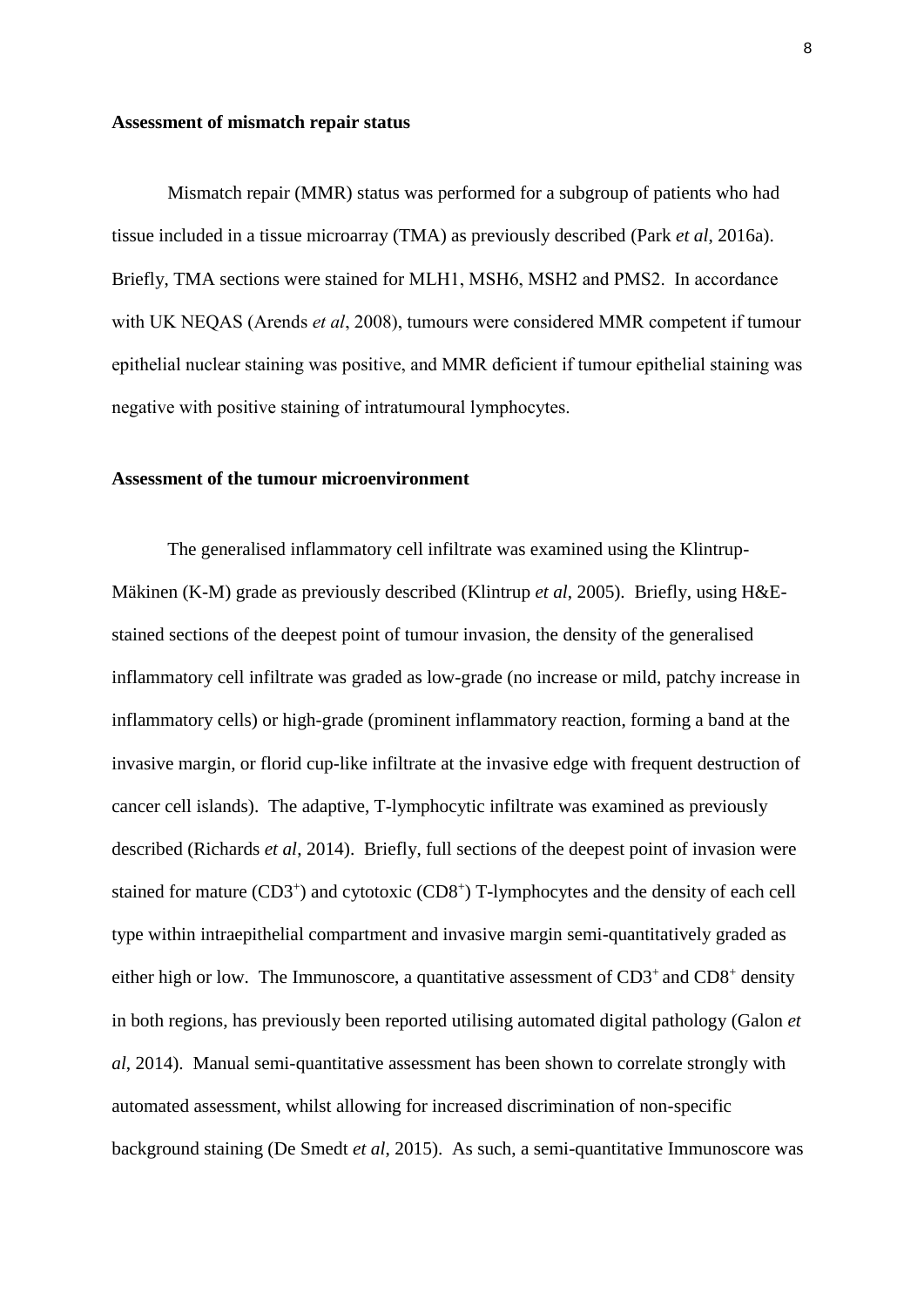**Assessment of mismatch repair status**

Mismatch repair (MMR) status was performed for a subgroup of patients who had tissue included in a tissue microarray (TMA) as previously described (Park *et al*, 2016a). Briefly, TMA sections were stained for MLH1, MSH6, MSH2 and PMS2. In accordance with UK NEQAS (Arends *et al*, 2008), tumours were considered MMR competent if tumour epithelial nuclear staining was positive, and MMR deficient if tumour epithelial staining was negative with positive staining of intratumoural lymphocytes.

**Assessment of the tumour microenvironment**

The generalised inflammatory cell infiltrate was examined using the Klintrup-Mäkinen (K-M) grade as previously described (Klintrup *et al*, 2005). Briefly, using H&E-stained sections of the deepest point of tumour invasion, the density of the generalised inflammatory cell infiltrate was graded as low-grade (no increase or mild, patchy increase in inflammatory cells) or high-grade (prominent inflammatory reaction, forming a band at the invasive margin, or florid cup-like infiltrate at the invasive edge with frequent destruction of cancer cell islands). The adaptive, T-lymphocytic infiltrate was examined as previously described (Richards *et al*, 2014). Briefly, full sections of the deepest point of invasion were stained for mature ($CD3^+$) and cytotoxic ($CD8^+$) T-lymphocytes and the density of each cell type within intraepithelial compartment and invasive margin semi-quantitatively graded as either high or low. The Immunoscore, a quantitative assessment of $CD3^+$ and $CD8^+$ density in both regions, has previously been reported utilising automated digital pathology (Galon *et al*, 2014). Manual semi-quantitative assessment has been shown to correlate strongly with automated assessment, whilst allowing for increased discrimination of non-specific background staining (De Smedt *et al*, 2015). As such, a semi-quantitative Immunoscore was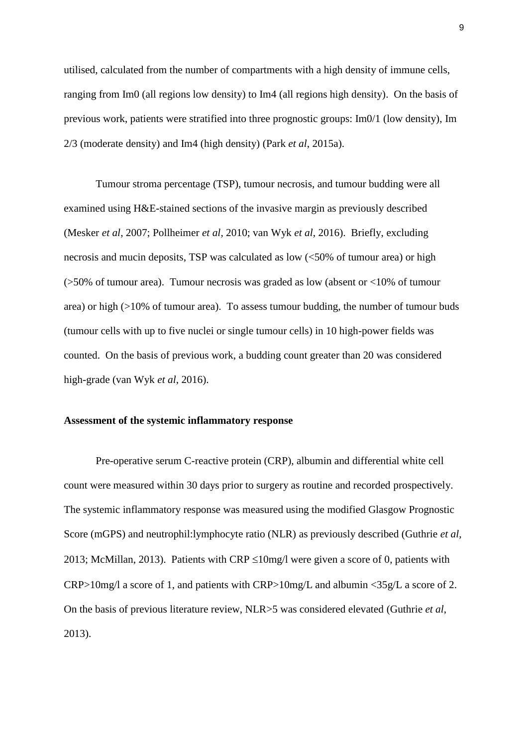utilised, calculated from the number of compartments with a high density of immune cells, ranging from Im0 (all regions low density) to Im4 (all regions high density). On the basis of previous work, patients were stratified into three prognostic groups: Im0/1 (low density), Im 2/3 (moderate density) and Im4 (high density) (Park *et al*, 2015a).

Tumour stroma percentage (TSP), tumour necrosis, and tumour budding were all examined using H&E-stained sections of the invasive margin as previously described (Mesker *et al*, 2007; Pollheimer *et al*, 2010; van Wyk *et al*, 2016). Briefly, excluding necrosis and mucin deposits, TSP was calculated as low (<50% of tumour area) or high (>50% of tumour area). Tumour necrosis was graded as low (absent or <10% of tumour area) or high (>10% of tumour area). To assess tumour budding, the number of tumour buds (tumour cells with up to five nuclei or single tumour cells) in 10 high-power fields was counted. On the basis of previous work, a budding count greater than 20 was considered high-grade (van Wyk *et al*, 2016).

**Assessment of the systemic inflammatory response**

Pre-operative serum C-reactive protein (CRP), albumin and differential white cell count were measured within 30 days prior to surgery as routine and recorded prospectively. The systemic inflammatory response was measured using the modified Glasgow Prognostic Score (mGPS) and neutrophil:lymphocyte ratio (NLR) as previously described (Guthrie *et al*, 2013; McMillan, 2013). Patients with CRP ≤10mg/l were given a score of 0, patients with CRP>10mg/l a score of 1, and patients with CRP>10mg/L and albumin <35g/L a score of 2. On the basis of previous literature review, NLR>5 was considered elevated (Guthrie *et al*, 2013).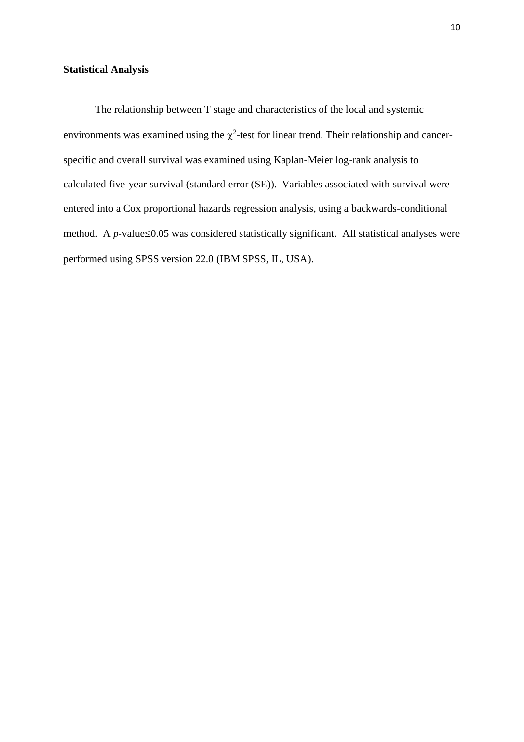**Statistical Analysis**

The relationship between T stage and characteristics of the local and systemic environments was examined using the $\chi^2$-test for linear trend. Their relationship and cancer-specific and overall survival was examined using Kaplan-Meier log-rank analysis to calculated five-year survival (standard error (SE)). Variables associated with survival were entered into a Cox proportional hazards regression analysis, using a backwards-conditional method. A *p*-value$\leq$0.05 was considered statistically significant. All statistical analyses were performed using SPSS version 22.0 (IBM SPSS, IL, USA).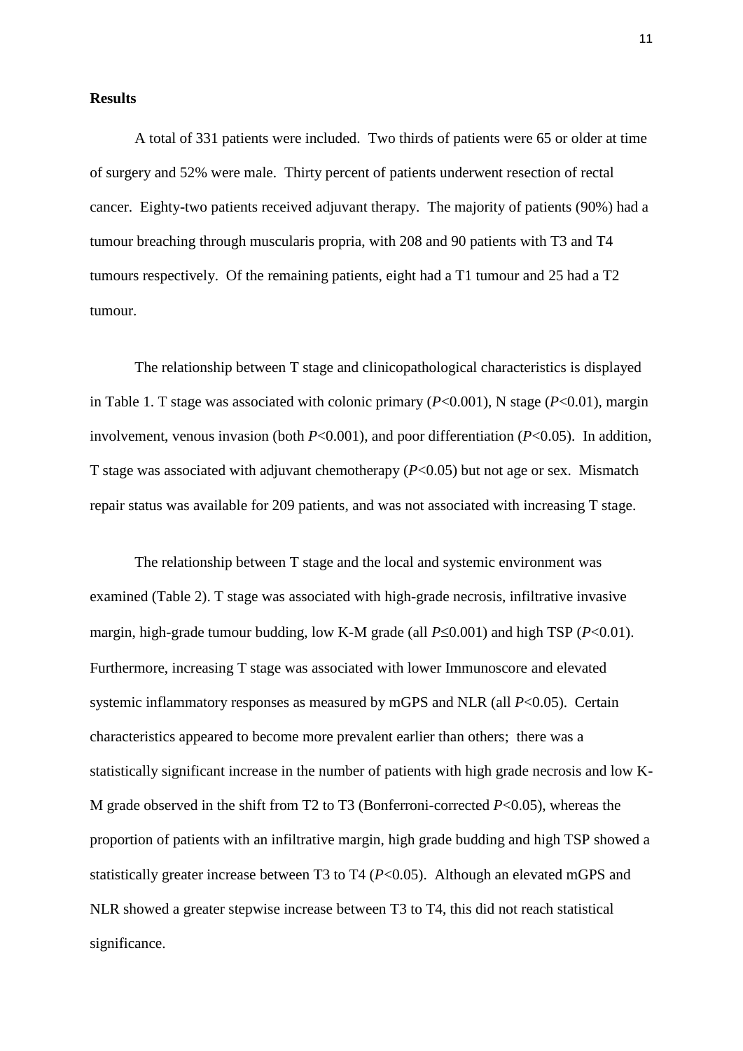**Results**

A total of 331 patients were included. Two thirds of patients were 65 or older at time of surgery and 52% were male. Thirty percent of patients underwent resection of rectal cancer. Eighty-two patients received adjuvant therapy. The majority of patients (90%) had a tumour breaching through muscularis propria, with 208 and 90 patients with T3 and T4 tumours respectively. Of the remaining patients, eight had a T1 tumour and 25 had a T2 tumour.

The relationship between T stage and clinicopathological characteristics is displayed in Table 1. T stage was associated with colonic primary ($P$<0.001), N stage ($P$<0.01), margin involvement, venous invasion (both $P$<0.001), and poor differentiation ($P$<0.05). In addition, T stage was associated with adjuvant chemotherapy ($P$<0.05) but not age or sex. Mismatch repair status was available for 209 patients, and was not associated with increasing T stage.

The relationship between T stage and the local and systemic environment was examined (Table 2). T stage was associated with high-grade necrosis, infiltrative invasive margin, high-grade tumour budding, low K-M grade (all $P$≤0.001) and high TSP ($P$<0.01). Furthermore, increasing T stage was associated with lower Immunoscore and elevated systemic inflammatory responses as measured by mGPS and NLR (all $P$<0.05). Certain characteristics appeared to become more prevalent earlier than others; there was a statistically significant increase in the number of patients with high grade necrosis and low K-M grade observed in the shift from T2 to T3 (Bonferroni-corrected $P$<0.05), whereas the proportion of patients with an infiltrative margin, high grade budding and high TSP showed a statistically greater increase between T3 to T4 ($P$<0.05). Although an elevated mGPS and NLR showed a greater stepwise increase between T3 to T4, this did not reach statistical significance.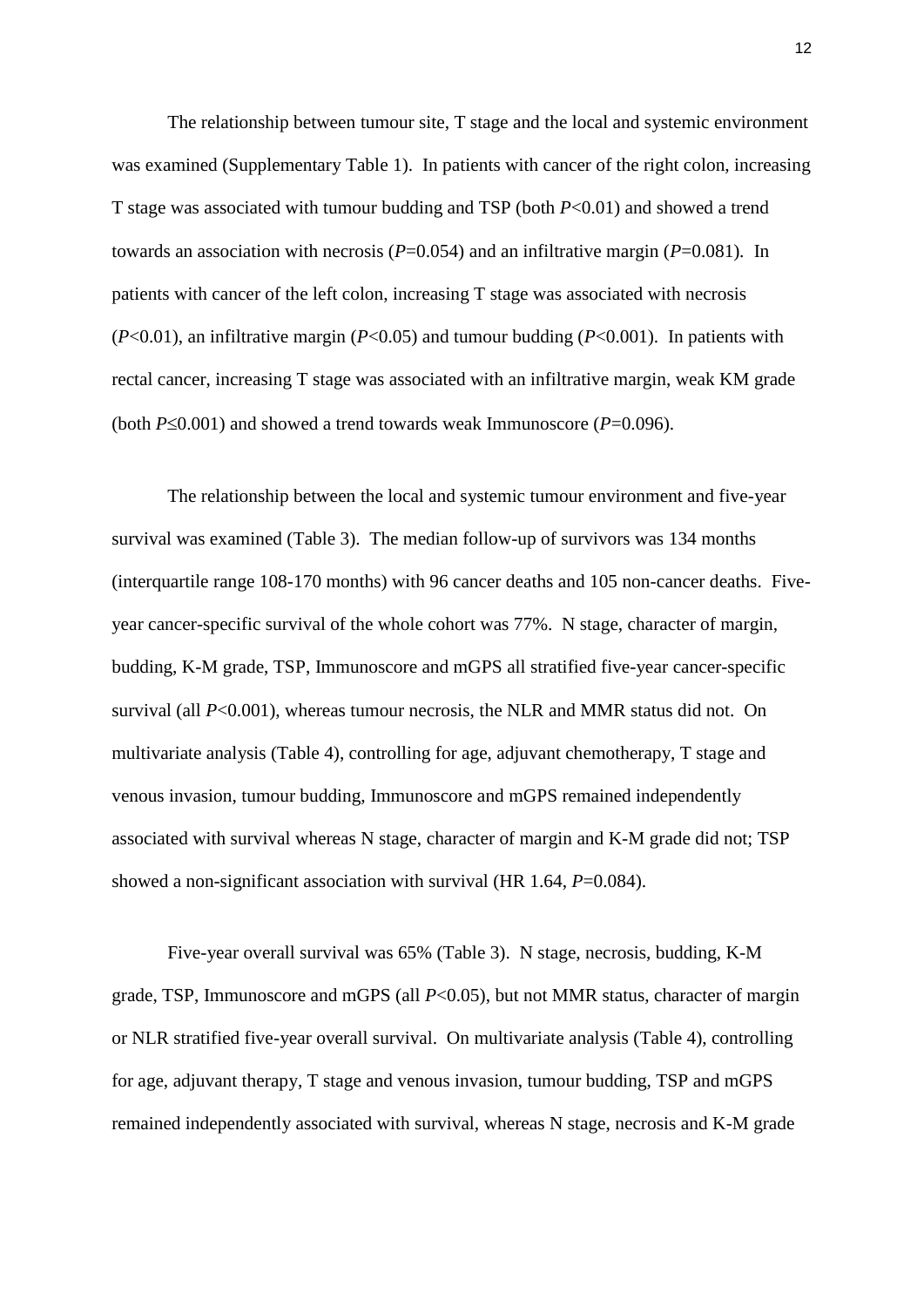The relationship between tumour site, T stage and the local and systemic environment was examined (Supplementary Table 1). In patients with cancer of the right colon, increasing T stage was associated with tumour budding and TSP (both $P<0.01$) and showed a trend towards an association with necrosis ($P=0.054$) and an infiltrative margin ($P=0.081$). In patients with cancer of the left colon, increasing T stage was associated with necrosis ($P<0.01$), an infiltrative margin ($P<0.05$) and tumour budding ($P<0.001$). In patients with rectal cancer, increasing T stage was associated with an infiltrative margin, weak KM grade (both $P\leq0.001$) and showed a trend towards weak Immunoscore ($P=0.096$).

The relationship between the local and systemic tumour environment and five-year survival was examined (Table 3). The median follow-up of survivors was 134 months (interquartile range 108-170 months) with 96 cancer deaths and 105 non-cancer deaths. Five-year cancer-specific survival of the whole cohort was 77%. N stage, character of margin, budding, K-M grade, TSP, Immunoscore and mGPS all stratified five-year cancer-specific survival (all $P<0.001$), whereas tumour necrosis, the NLR and MMR status did not. On multivariate analysis (Table 4), controlling for age, adjuvant chemotherapy, T stage and venous invasion, tumour budding, Immunoscore and mGPS remained independently associated with survival whereas N stage, character of margin and K-M grade did not; TSP showed a non-significant association with survival (HR 1.64, $P=0.084$).

Five-year overall survival was 65% (Table 3). N stage, necrosis, budding, K-M grade, TSP, Immunoscore and mGPS (all $P<0.05$), but not MMR status, character of margin or NLR stratified five-year overall survival. On multivariate analysis (Table 4), controlling for age, adjuvant therapy, T stage and venous invasion, tumour budding, TSP and mGPS remained independently associated with survival, whereas N stage, necrosis and K-M grade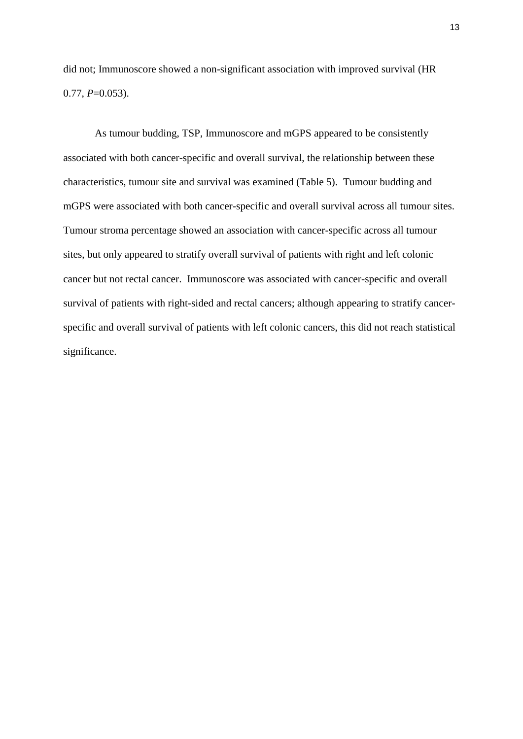did not; Immunoscore showed a non-significant association with improved survival (HR 0.77, *P*=0.053).

As tumour budding, TSP, Immunoscore and mGPS appeared to be consistently associated with both cancer-specific and overall survival, the relationship between these characteristics, tumour site and survival was examined (Table 5). Tumour budding and mGPS were associated with both cancer-specific and overall survival across all tumour sites. Tumour stroma percentage showed an association with cancer-specific across all tumour sites, but only appeared to stratify overall survival of patients with right and left colonic cancer but not rectal cancer. Immunoscore was associated with cancer-specific and overall survival of patients with right-sided and rectal cancers; although appearing to stratify cancer-specific and overall survival of patients with left colonic cancers, this did not reach statistical significance.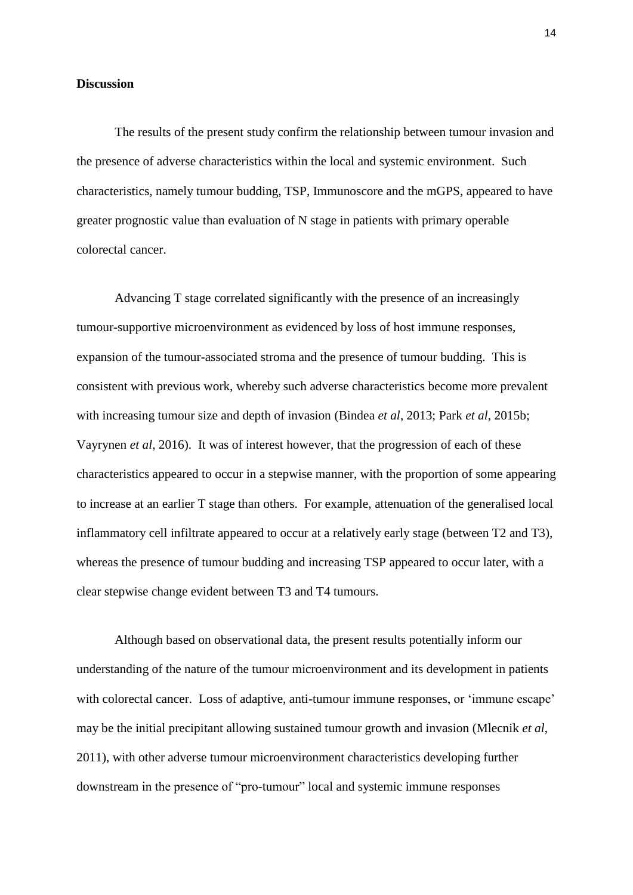**Discussion**

The results of the present study confirm the relationship between tumour invasion and the presence of adverse characteristics within the local and systemic environment. Such characteristics, namely tumour budding, TSP, Immunoscore and the mGPS, appeared to have greater prognostic value than evaluation of N stage in patients with primary operable colorectal cancer.

Advancing T stage correlated significantly with the presence of an increasingly tumour-supportive microenvironment as evidenced by loss of host immune responses, expansion of the tumour-associated stroma and the presence of tumour budding. This is consistent with previous work, whereby such adverse characteristics become more prevalent with increasing tumour size and depth of invasion (Bindea *et al*, 2013; Park *et al*, 2015b; Vayrynen *et al*, 2016). It was of interest however, that the progression of each of these characteristics appeared to occur in a stepwise manner, with the proportion of some appearing to increase at an earlier T stage than others. For example, attenuation of the generalised local inflammatory cell infiltrate appeared to occur at a relatively early stage (between T2 and T3), whereas the presence of tumour budding and increasing TSP appeared to occur later, with a clear stepwise change evident between T3 and T4 tumours.

Although based on observational data, the present results potentially inform our understanding of the nature of the tumour microenvironment and its development in patients with colorectal cancer. Loss of adaptive, anti-tumour immune responses, or 'immune escape' may be the initial precipitant allowing sustained tumour growth and invasion (Mlecnik *et al*, 2011), with other adverse tumour microenvironment characteristics developing further downstream in the presence of "pro-tumour" local and systemic immune responses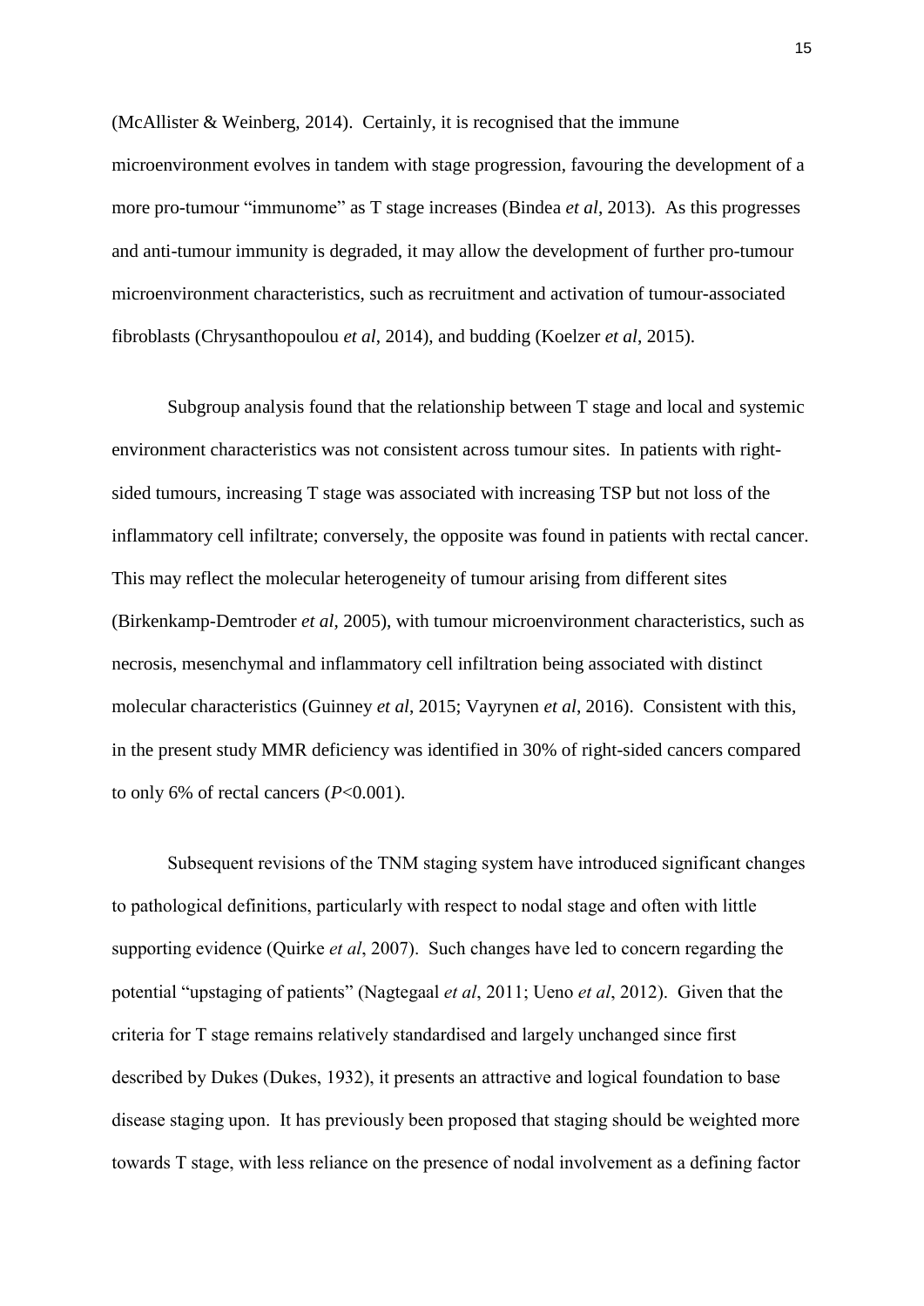(McAllister & Weinberg, 2014). Certainly, it is recognised that the immune microenvironment evolves in tandem with stage progression, favouring the development of a more pro-tumour "immunome" as T stage increases (Bindea *et al*, 2013). As this progresses and anti-tumour immunity is degraded, it may allow the development of further pro-tumour microenvironment characteristics, such as recruitment and activation of tumour-associated fibroblasts (Chrysanthopoulou *et al*, 2014), and budding (Koelzer *et al*, 2015).

Subgroup analysis found that the relationship between T stage and local and systemic environment characteristics was not consistent across tumour sites. In patients with right-sided tumours, increasing T stage was associated with increasing TSP but not loss of the inflammatory cell infiltrate; conversely, the opposite was found in patients with rectal cancer. This may reflect the molecular heterogeneity of tumour arising from different sites (Birkenkamp-Demtroder *et al*, 2005), with tumour microenvironment characteristics, such as necrosis, mesenchymal and inflammatory cell infiltration being associated with distinct molecular characteristics (Guinney *et al*, 2015; Vayrynen *et al*, 2016). Consistent with this, in the present study MMR deficiency was identified in 30% of right-sided cancers compared to only 6% of rectal cancers ($P$<0.001).

Subsequent revisions of the TNM staging system have introduced significant changes to pathological definitions, particularly with respect to nodal stage and often with little supporting evidence (Quirke *et al*, 2007). Such changes have led to concern regarding the potential "upstaging of patients" (Nagtegaal *et al*, 2011; Ueno *et al*, 2012). Given that the criteria for T stage remains relatively standardised and largely unchanged since first described by Dukes (Dukes, 1932), it presents an attractive and logical foundation to base disease staging upon. It has previously been proposed that staging should be weighted more towards T stage, with less reliance on the presence of nodal involvement as a defining factor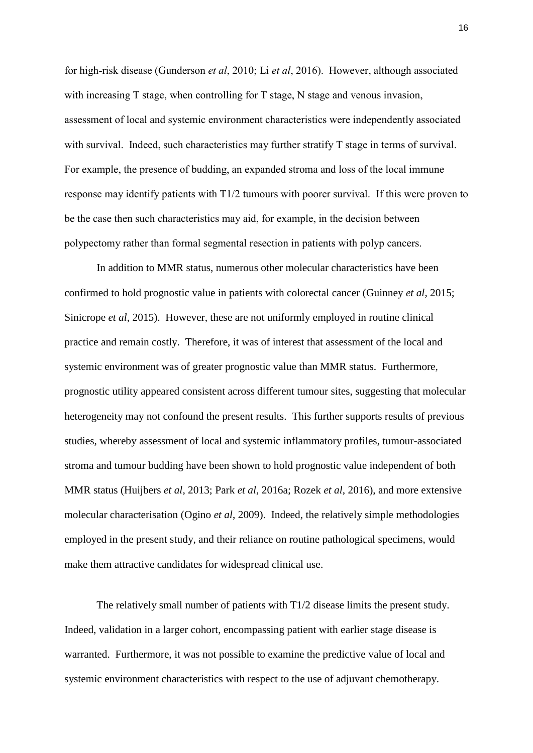for high-risk disease (Gunderson *et al*, 2010; Li *et al*, 2016). However, although associated with increasing T stage, when controlling for T stage, N stage and venous invasion, assessment of local and systemic environment characteristics were independently associated with survival. Indeed, such characteristics may further stratify T stage in terms of survival. For example, the presence of budding, an expanded stroma and loss of the local immune response may identify patients with T1/2 tumours with poorer survival. If this were proven to be the case then such characteristics may aid, for example, in the decision between polypectomy rather than formal segmental resection in patients with polyp cancers.

In addition to MMR status, numerous other molecular characteristics have been confirmed to hold prognostic value in patients with colorectal cancer (Guinney *et al*, 2015; Sinicrope *et al*, 2015). However, these are not uniformly employed in routine clinical practice and remain costly. Therefore, it was of interest that assessment of the local and systemic environment was of greater prognostic value than MMR status. Furthermore, prognostic utility appeared consistent across different tumour sites, suggesting that molecular heterogeneity may not confound the present results. This further supports results of previous studies, whereby assessment of local and systemic inflammatory profiles, tumour-associated stroma and tumour budding have been shown to hold prognostic value independent of both MMR status (Huijbers *et al*, 2013; Park *et al*, 2016a; Rozek *et al*, 2016), and more extensive molecular characterisation (Ogino *et al*, 2009). Indeed, the relatively simple methodologies employed in the present study, and their reliance on routine pathological specimens, would make them attractive candidates for widespread clinical use.

The relatively small number of patients with T1/2 disease limits the present study. Indeed, validation in a larger cohort, encompassing patient with earlier stage disease is warranted. Furthermore, it was not possible to examine the predictive value of local and systemic environment characteristics with respect to the use of adjuvant chemotherapy.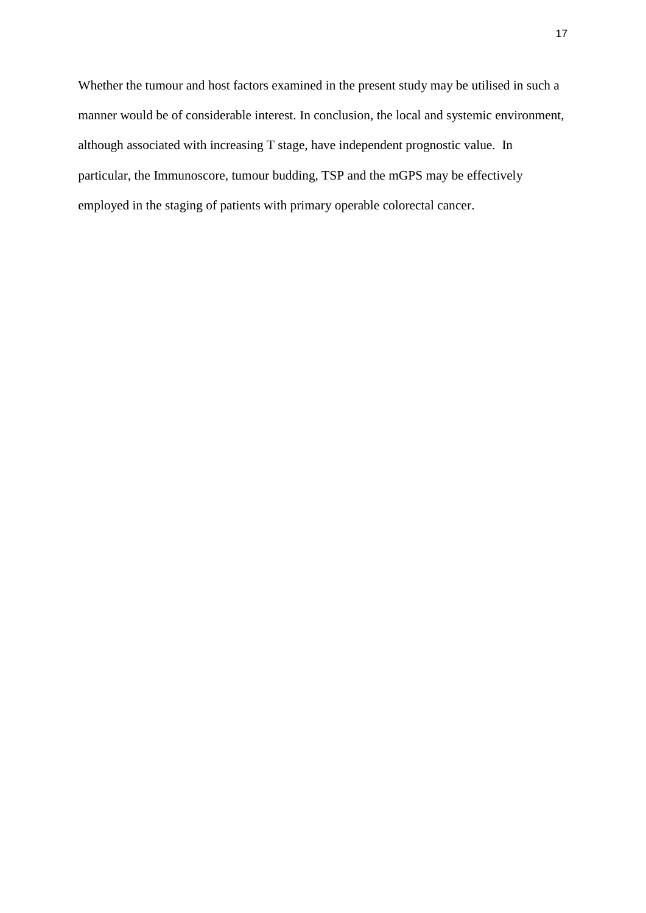Whether the tumour and host factors examined in the present study may be utilised in such a manner would be of considerable interest. In conclusion, the local and systemic environment, although associated with increasing T stage, have independent prognostic value. In particular, the Immunoscore, tumour budding, TSP and the mGPS may be effectively employed in the staging of patients with primary operable colorectal cancer.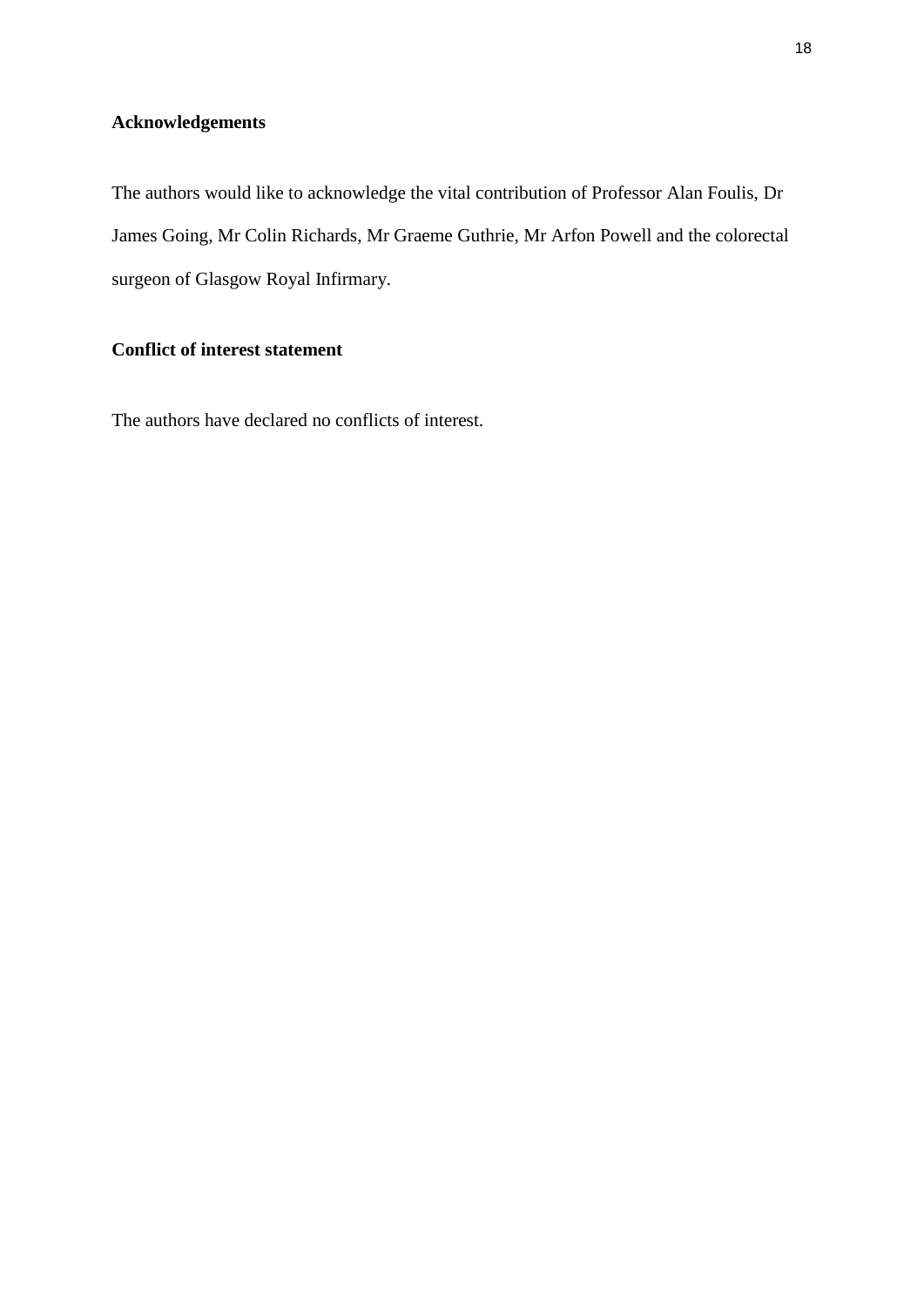## Acknowledgements

The authors would like to acknowledge the vital contribution of Professor Alan Foulis, Dr James Going, Mr Colin Richards, Mr Graeme Guthrie, Mr Arfon Powell and the colorectal surgeon of Glasgow Royal Infirmary.

## Conflict of interest statement

The authors have declared no conflicts of interest.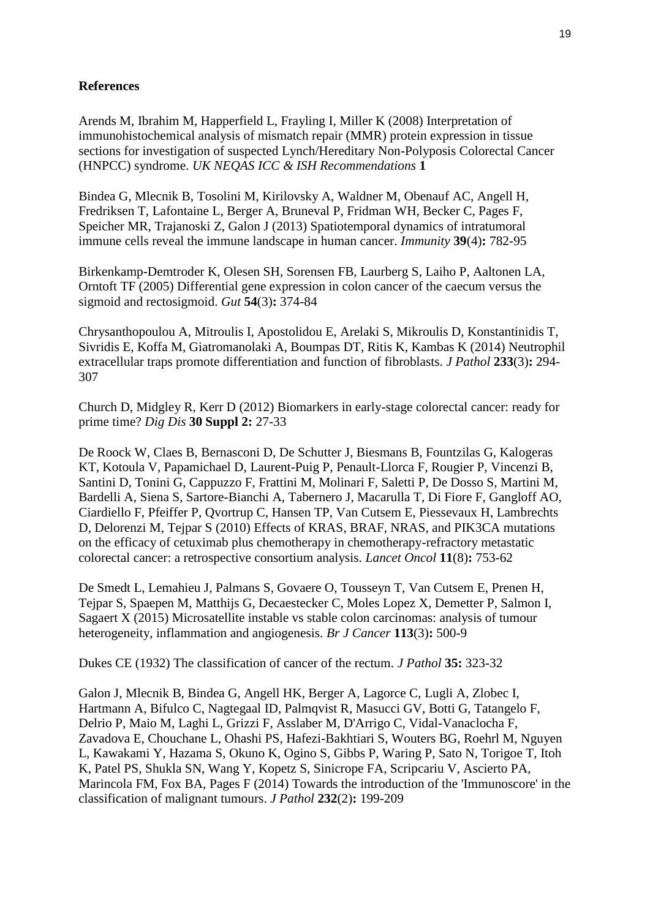## References

Arends M, Ibrahim M, Happerfield L, Frayling I, Miller K (2008) Interpretation of immunohistochemical analysis of mismatch repair (MMR) protein expression in tissue sections for investigation of suspected Lynch/Hereditary Non-Polyposis Colorectal Cancer (HNPCC) syndrome. *UK NEQAS ICC & ISH Recommendations* **1**

Bindea G, Mlecnik B, Tosolini M, Kirilovsky A, Waldner M, Obenauf AC, Angell H, Fredriksen T, Lafontaine L, Berger A, Bruneval P, Fridman WH, Becker C, Pages F, Speicher MR, Trajanoski Z, Galon J (2013) Spatiotemporal dynamics of intratumoral immune cells reveal the immune landscape in human cancer. *Immunity* **39**(4)**:** 782-95

Birkenkamp-Demtroder K, Olesen SH, Sorensen FB, Laurberg S, Laiho P, Aaltonen LA, Orntoft TF (2005) Differential gene expression in colon cancer of the caecum versus the sigmoid and rectosigmoid. *Gut* **54**(3)**:** 374-84

Chrysanthopoulou A, Mitroulis I, Apostolidou E, Arelaki S, Mikroulis D, Konstantinidis T, Sivridis E, Koffa M, Giatromanolaki A, Boumpas DT, Ritis K, Kambas K (2014) Neutrophil extracellular traps promote differentiation and function of fibroblasts. *J Pathol* **233**(3)**:** 294-307

Church D, Midgley R, Kerr D (2012) Biomarkers in early-stage colorectal cancer: ready for prime time? *Dig Dis* **30 Suppl 2:** 27-33

De Roock W, Claes B, Bernasconi D, De Schutter J, Biesmans B, Fountzilas G, Kalogeras KT, Kotoula V, Papamichael D, Laurent-Puig P, Penault-Llorca F, Rougier P, Vincenzi B, Santini D, Tonini G, Cappuzzo F, Frattini M, Molinari F, Saletti P, De Dosso S, Martini M, Bardelli A, Siena S, Sartore-Bianchi A, Tabernero J, Macarulla T, Di Fiore F, Gangloff AO, Ciardiello F, Pfeiffer P, Qvortrup C, Hansen TP, Van Cutsem E, Piessevaux H, Lambrechts D, Delorenzi M, Tejpar S (2010) Effects of KRAS, BRAF, NRAS, and PIK3CA mutations on the efficacy of cetuximab plus chemotherapy in chemotherapy-refractory metastatic colorectal cancer: a retrospective consortium analysis. *Lancet Oncol* **11**(8)**:** 753-62

De Smedt L, Lemahieu J, Palmans S, Govaere O, Tousseyn T, Van Cutsem E, Prenen H, Tejpar S, Spaepen M, Matthijs G, Decaestecker C, Moles Lopez X, Demetter P, Salmon I, Sagaert X (2015) Microsatellite instable vs stable colon carcinomas: analysis of tumour heterogeneity, inflammation and angiogenesis. *Br J Cancer* **113**(3)**:** 500-9

Dukes CE (1932) The classification of cancer of the rectum. *J Pathol* **35:** 323-32

Galon J, Mlecnik B, Bindea G, Angell HK, Berger A, Lagorce C, Lugli A, Zlobec I, Hartmann A, Bifulco C, Nagtegaal ID, Palmqvist R, Masucci GV, Botti G, Tatangelo F, Delrio P, Maio M, Laghi L, Grizzi F, Asslaber M, D'Arrigo C, Vidal-Vanaclocha F, Zavadova E, Chouchane L, Ohashi PS, Hafezi-Bakhtiari S, Wouters BG, Roehrl M, Nguyen L, Kawakami Y, Hazama S, Okuno K, Ogino S, Gibbs P, Waring P, Sato N, Torigoe T, Itoh K, Patel PS, Shukla SN, Wang Y, Kopetz S, Sinicrope FA, Scripcariu V, Ascierto PA, Marincola FM, Fox BA, Pages F (2014) Towards the introduction of the 'Immunoscore' in the classification of malignant tumours. *J Pathol* **232**(2)**:** 199-209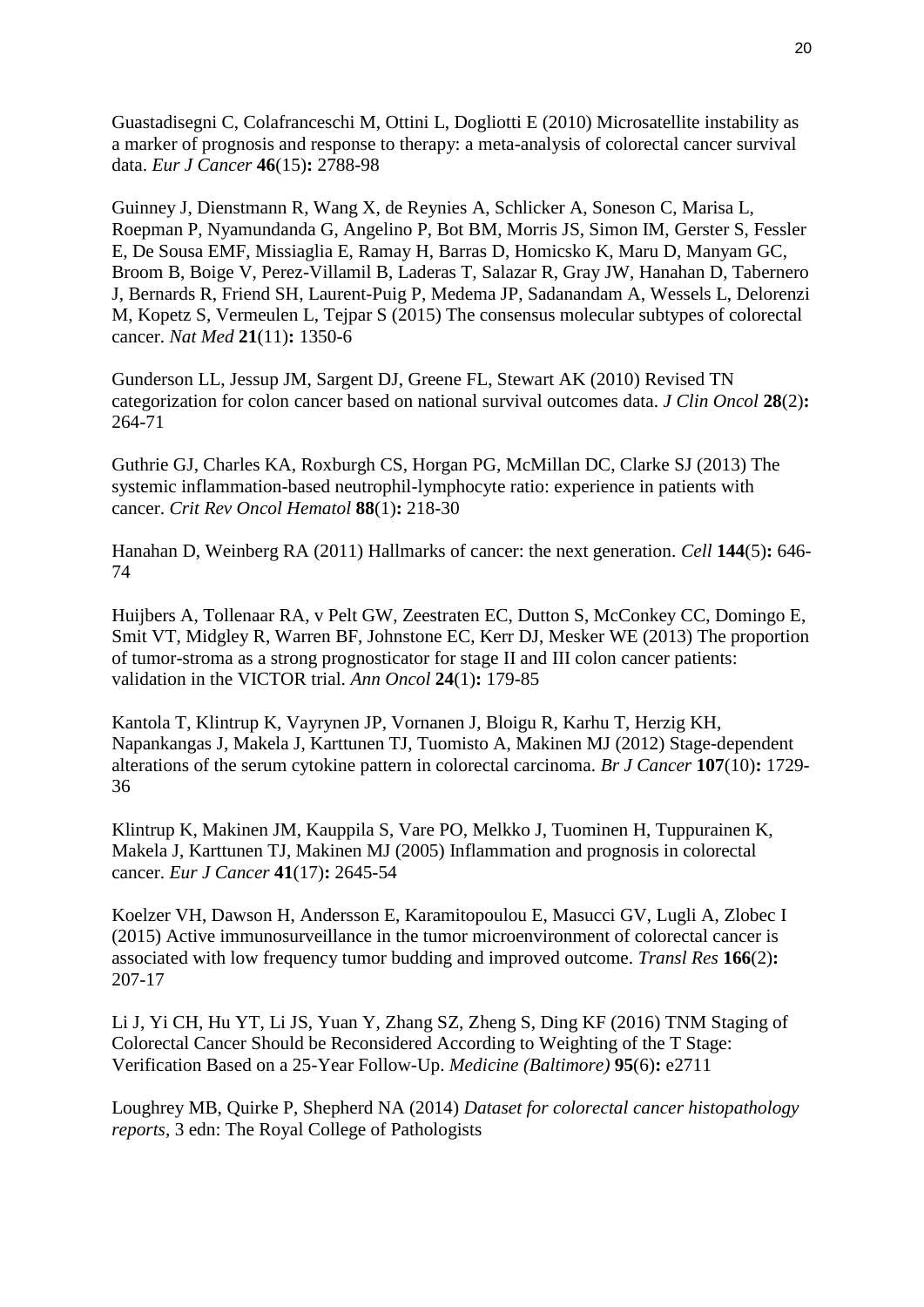Guastadisegni C, Colafranceschi M, Ottini L, Dogliotti E (2010) Microsatellite instability as a marker of prognosis and response to therapy: a meta-analysis of colorectal cancer survival data. *Eur J Cancer* **46**(15)**:** 2788-98

Guinney J, Dienstmann R, Wang X, de Reynies A, Schlicker A, Soneson C, Marisa L, Roepman P, Nyamundanda G, Angelino P, Bot BM, Morris JS, Simon IM, Gerster S, Fessler E, De Sousa EMF, Missiaglia E, Ramay H, Barras D, Homicsko K, Maru D, Manyam GC, Broom B, Boige V, Perez-Villamil B, Laderas T, Salazar R, Gray JW, Hanahan D, Tabernero J, Bernards R, Friend SH, Laurent-Puig P, Medema JP, Sadanandam A, Wessels L, Delorenzi M, Kopetz S, Vermeulen L, Tejpar S (2015) The consensus molecular subtypes of colorectal cancer. *Nat Med* **21**(11)**:** 1350-6

Gunderson LL, Jessup JM, Sargent DJ, Greene FL, Stewart AK (2010) Revised TN categorization for colon cancer based on national survival outcomes data. *J Clin Oncol* **28**(2)**:** 264-71

Guthrie GJ, Charles KA, Roxburgh CS, Horgan PG, McMillan DC, Clarke SJ (2013) The systemic inflammation-based neutrophil-lymphocyte ratio: experience in patients with cancer. *Crit Rev Oncol Hematol* **88**(1)**:** 218-30

Hanahan D, Weinberg RA (2011) Hallmarks of cancer: the next generation. *Cell* **144**(5)**:** 646-74

Huijbers A, Tollenaar RA, v Pelt GW, Zeestraten EC, Dutton S, McConkey CC, Domingo E, Smit VT, Midgley R, Warren BF, Johnstone EC, Kerr DJ, Mesker WE (2013) The proportion of tumor-stroma as a strong prognosticator for stage II and III colon cancer patients: validation in the VICTOR trial. *Ann Oncol* **24**(1)**:** 179-85

Kantola T, Klintrup K, Vayrynen JP, Vornanen J, Bloigu R, Karhu T, Herzig KH, Napankangas J, Makela J, Karttunen TJ, Tuomisto A, Makinen MJ (2012) Stage-dependent alterations of the serum cytokine pattern in colorectal carcinoma. *Br J Cancer* **107**(10)**:** 1729-36

Klintrup K, Makinen JM, Kauppila S, Vare PO, Melkko J, Tuominen H, Tuppurainen K, Makela J, Karttunen TJ, Makinen MJ (2005) Inflammation and prognosis in colorectal cancer. *Eur J Cancer* **41**(17)**:** 2645-54

Koelzer VH, Dawson H, Andersson E, Karamitopoulou E, Masucci GV, Lugli A, Zlobec I (2015) Active immunosurveillance in the tumor microenvironment of colorectal cancer is associated with low frequency tumor budding and improved outcome. *Transl Res* **166**(2)**:** 207-17

Li J, Yi CH, Hu YT, Li JS, Yuan Y, Zhang SZ, Zheng S, Ding KF (2016) TNM Staging of Colorectal Cancer Should be Reconsidered According to Weighting of the T Stage: Verification Based on a 25-Year Follow-Up. *Medicine (Baltimore)* **95**(6)**:** e2711

Loughrey MB, Quirke P, Shepherd NA (2014) *Dataset for colorectal cancer histopathology reports*, 3 edn: The Royal College of Pathologists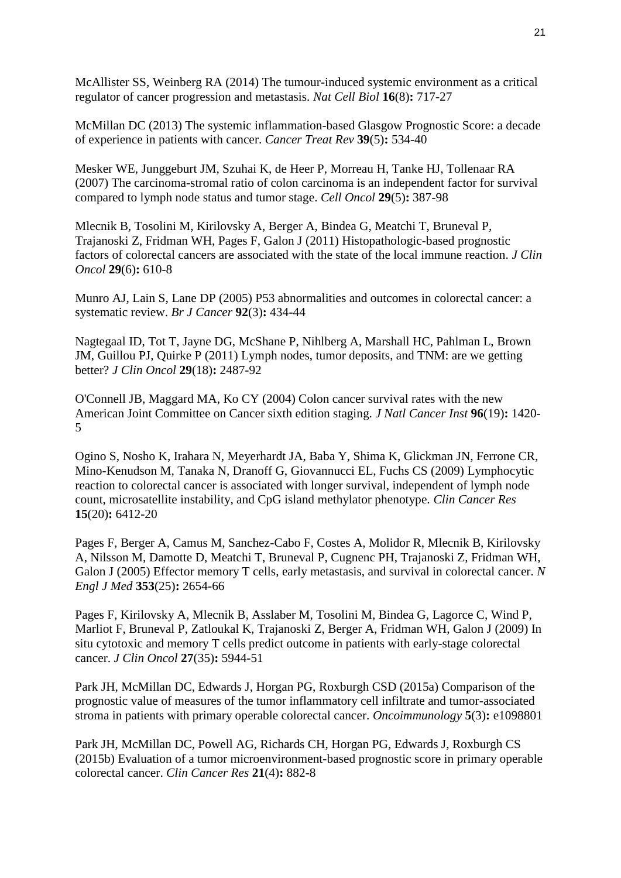McAllister SS, Weinberg RA (2014) The tumour-induced systemic environment as a critical regulator of cancer progression and metastasis. *Nat Cell Biol* **16**(8)**:** 717-27

McMillan DC (2013) The systemic inflammation-based Glasgow Prognostic Score: a decade of experience in patients with cancer. *Cancer Treat Rev* **39**(5)**:** 534-40

Mesker WE, Junggeburt JM, Szuhai K, de Heer P, Morreau H, Tanke HJ, Tollenaar RA (2007) The carcinoma-stromal ratio of colon carcinoma is an independent factor for survival compared to lymph node status and tumor stage. *Cell Oncol* **29**(5)**:** 387-98

Mlecnik B, Tosolini M, Kirilovsky A, Berger A, Bindea G, Meatchi T, Bruneval P, Trajanoski Z, Fridman WH, Pages F, Galon J (2011) Histopathologic-based prognostic factors of colorectal cancers are associated with the state of the local immune reaction. *J Clin Oncol* **29**(6)**:** 610-8

Munro AJ, Lain S, Lane DP (2005) P53 abnormalities and outcomes in colorectal cancer: a systematic review. *Br J Cancer* **92**(3)**:** 434-44

Nagtegaal ID, Tot T, Jayne DG, McShane P, Nihlberg A, Marshall HC, Pahlman L, Brown JM, Guillou PJ, Quirke P (2011) Lymph nodes, tumor deposits, and TNM: are we getting better? *J Clin Oncol* **29**(18)**:** 2487-92

O'Connell JB, Maggard MA, Ko CY (2004) Colon cancer survival rates with the new American Joint Committee on Cancer sixth edition staging. *J Natl Cancer Inst* **96**(19)**:** 1420-5

Ogino S, Nosho K, Irahara N, Meyerhardt JA, Baba Y, Shima K, Glickman JN, Ferrone CR, Mino-Kenudson M, Tanaka N, Dranoff G, Giovannucci EL, Fuchs CS (2009) Lymphocytic reaction to colorectal cancer is associated with longer survival, independent of lymph node count, microsatellite instability, and CpG island methylator phenotype. *Clin Cancer Res* **15**(20)**:** 6412-20

Pages F, Berger A, Camus M, Sanchez-Cabo F, Costes A, Molidor R, Mlecnik B, Kirilovsky A, Nilsson M, Damotte D, Meatchi T, Bruneval P, Cugnenc PH, Trajanoski Z, Fridman WH, Galon J (2005) Effector memory T cells, early metastasis, and survival in colorectal cancer. *N Engl J Med* **353**(25)**:** 2654-66

Pages F, Kirilovsky A, Mlecnik B, Asslaber M, Tosolini M, Bindea G, Lagorce C, Wind P, Marliot F, Bruneval P, Zatloukal K, Trajanoski Z, Berger A, Fridman WH, Galon J (2009) In situ cytotoxic and memory T cells predict outcome in patients with early-stage colorectal cancer. *J Clin Oncol* **27**(35)**:** 5944-51

Park JH, McMillan DC, Edwards J, Horgan PG, Roxburgh CSD (2015a) Comparison of the prognostic value of measures of the tumor inflammatory cell infiltrate and tumor-associated stroma in patients with primary operable colorectal cancer. *Oncoimmunology* **5**(3)**:** e1098801

Park JH, McMillan DC, Powell AG, Richards CH, Horgan PG, Edwards J, Roxburgh CS (2015b) Evaluation of a tumor microenvironment-based prognostic score in primary operable colorectal cancer. *Clin Cancer Res* **21**(4)**:** 882-8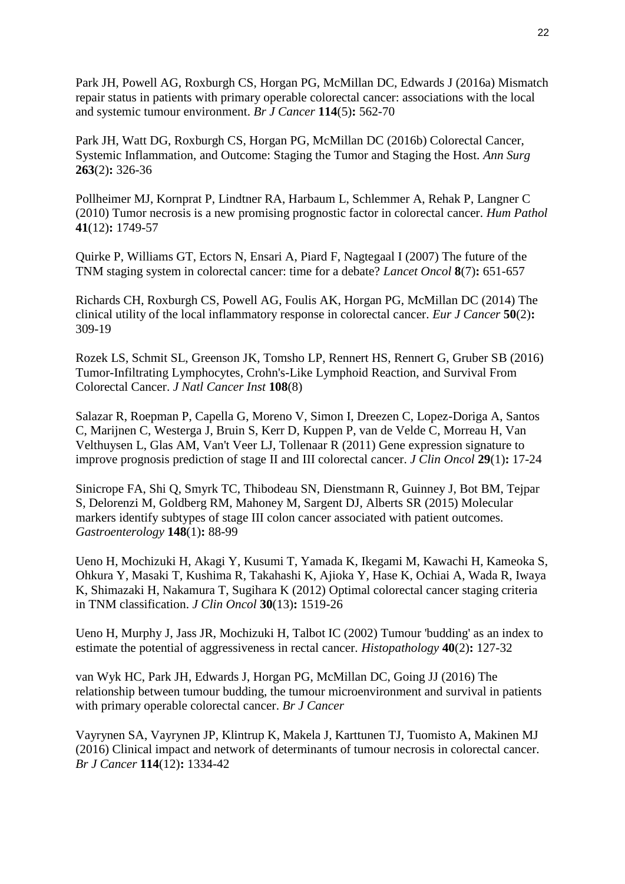Park JH, Powell AG, Roxburgh CS, Horgan PG, McMillan DC, Edwards J (2016a) Mismatch repair status in patients with primary operable colorectal cancer: associations with the local and systemic tumour environment. *Br J Cancer* **114**(5)**:** 562-70

Park JH, Watt DG, Roxburgh CS, Horgan PG, McMillan DC (2016b) Colorectal Cancer, Systemic Inflammation, and Outcome: Staging the Tumor and Staging the Host. *Ann Surg* **263**(2)**:** 326-36

Pollheimer MJ, Kornprat P, Lindtner RA, Harbaum L, Schlemmer A, Rehak P, Langner C (2010) Tumor necrosis is a new promising prognostic factor in colorectal cancer. *Hum Pathol* **41**(12)**:** 1749-57

Quirke P, Williams GT, Ectors N, Ensari A, Piard F, Nagtegaal I (2007) The future of the TNM staging system in colorectal cancer: time for a debate? *Lancet Oncol* **8**(7)**:** 651-657

Richards CH, Roxburgh CS, Powell AG, Foulis AK, Horgan PG, McMillan DC (2014) The clinical utility of the local inflammatory response in colorectal cancer. *Eur J Cancer* **50**(2)**:** 309-19

Rozek LS, Schmit SL, Greenson JK, Tomsho LP, Rennert HS, Rennert G, Gruber SB (2016) Tumor-Infiltrating Lymphocytes, Crohn's-Like Lymphoid Reaction, and Survival From Colorectal Cancer. *J Natl Cancer Inst* **108**(8)

Salazar R, Roepman P, Capella G, Moreno V, Simon I, Dreezen C, Lopez-Doriga A, Santos C, Marijnen C, Westerga J, Bruin S, Kerr D, Kuppen P, van de Velde C, Morreau H, Van Velthuysen L, Glas AM, Van't Veer LJ, Tollenaar R (2011) Gene expression signature to improve prognosis prediction of stage II and III colorectal cancer. *J Clin Oncol* **29**(1)**:** 17-24

Sinicrope FA, Shi Q, Smyrk TC, Thibodeau SN, Dienstmann R, Guinney J, Bot BM, Tejpar S, Delorenzi M, Goldberg RM, Mahoney M, Sargent DJ, Alberts SR (2015) Molecular markers identify subtypes of stage III colon cancer associated with patient outcomes. *Gastroenterology* **148**(1)**:** 88-99

Ueno H, Mochizuki H, Akagi Y, Kusumi T, Yamada K, Ikegami M, Kawachi H, Kameoka S, Ohkura Y, Masaki T, Kushima R, Takahashi K, Ajioka Y, Hase K, Ochiai A, Wada R, Iwaya K, Shimazaki H, Nakamura T, Sugihara K (2012) Optimal colorectal cancer staging criteria in TNM classification. *J Clin Oncol* **30**(13)**:** 1519-26

Ueno H, Murphy J, Jass JR, Mochizuki H, Talbot IC (2002) Tumour 'budding' as an index to estimate the potential of aggressiveness in rectal cancer. *Histopathology* **40**(2)**:** 127-32

van Wyk HC, Park JH, Edwards J, Horgan PG, McMillan DC, Going JJ (2016) The relationship between tumour budding, the tumour microenvironment and survival in patients with primary operable colorectal cancer. *Br J Cancer*

Vayrynen SA, Vayrynen JP, Klintrup K, Makela J, Karttunen TJ, Tuomisto A, Makinen MJ (2016) Clinical impact and network of determinants of tumour necrosis in colorectal cancer. *Br J Cancer* **114**(12)**:** 1334-42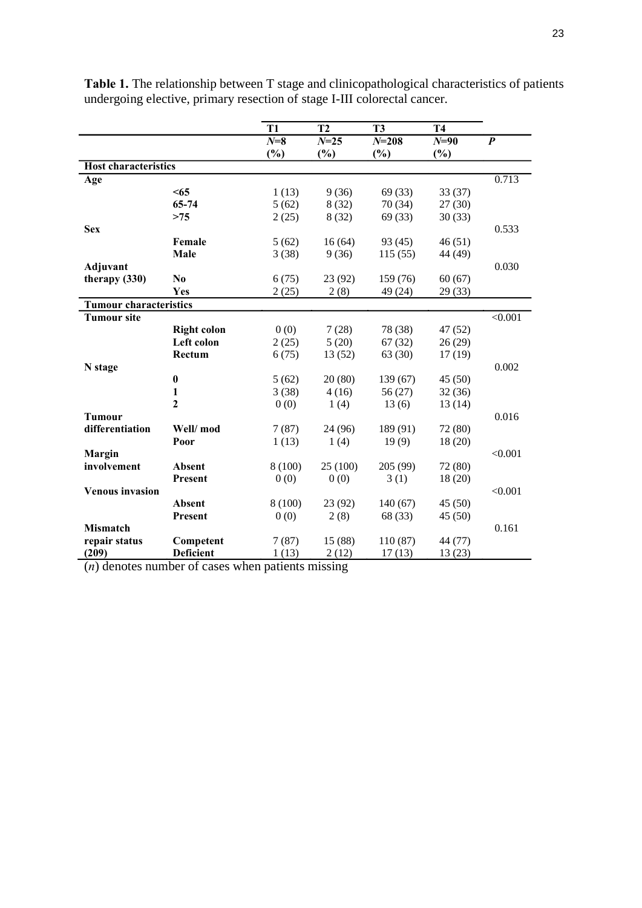**Table 1.** The relationship between T stage and clinicopathological characteristics of patients undergoing elective, primary resection of stage I-III colorectal cancer.

| | | T1 | T2 | T3 | T4 | |
|---|---|---|---|---|---|---|
| | | *N*=8 (%) | *N*=25 (%) | *N*=208 (%) | *N*=90 (%) | ***P*** |
| **Host characteristics** | | | | | | |
| **Age** | | | | | | 0.713 |
| | **<65** | 1 (13) | 9 (36) | 69 (33) | 33 (37) | |
| | **65-74** | 5 (62) | 8 (32) | 70 (34) | 27 (30) | |
| | **>75** | 2 (25) | 8 (32) | 69 (33) | 30 (33) | |
| **Sex** | | | | | | 0.533 |
| | **Female** | 5 (62) | 16 (64) | 93 (45) | 46 (51) | |
| | **Male** | 3 (38) | 9 (36) | 115 (55) | 44 (49) | |
| **Adjuvant therapy (330)** | | | | | | 0.030 |
| | **No** | 6 (75) | 23 (92) | 159 (76) | 60 (67) | |
| | **Yes** | 2 (25) | 2 (8) | 49 (24) | 29 (33) | |
| **Tumour characteristics** | | | | | | |
| **Tumour site** | | | | | | <0.001 |
| | **Right colon** | 0 (0) | 7 (28) | 78 (38) | 47 (52) | |
| | **Left colon** | 2 (25) | 5 (20) | 67 (32) | 26 (29) | |
| | **Rectum** | 6 (75) | 13 (52) | 63 (30) | 17 (19) | |
| **N stage** | | | | | | 0.002 |
| | **0** | 5 (62) | 20 (80) | 139 (67) | 45 (50) | |
| | **1** | 3 (38) | 4 (16) | 56 (27) | 32 (36) | |
| | **2** | 0 (0) | 1 (4) | 13 (6) | 13 (14) | |
| **Tumour differentiation** | | | | | | 0.016 |
| | **Well/ mod** | 7 (87) | 24 (96) | 189 (91) | 72 (80) | |
| | **Poor** | 1 (13) | 1 (4) | 19 (9) | 18 (20) | |
| **Margin involvement** | | | | | | <0.001 |
| | **Absent** | 8 (100) | 25 (100) | 205 (99) | 72 (80) | |
| | **Present** | 0 (0) | 0 (0) | 3 (1) | 18 (20) | |
| **Venous invasion** | | | | | | <0.001 |
| | **Absent** | 8 (100) | 23 (92) | 140 (67) | 45 (50) | |
| | **Present** | 0 (0) | 2 (8) | 68 (33) | 45 (50) | |
| **Mismatch repair status (209)** | | | | | | 0.161 |
| | **Competent** | 7 (87) | 15 (88) | 110 (87) | 44 (77) | |
| | **Deficient** | 1 (13) | 2 (12) | 17 (13) | 13 (23) | |

(*n*) denotes number of cases when patients missing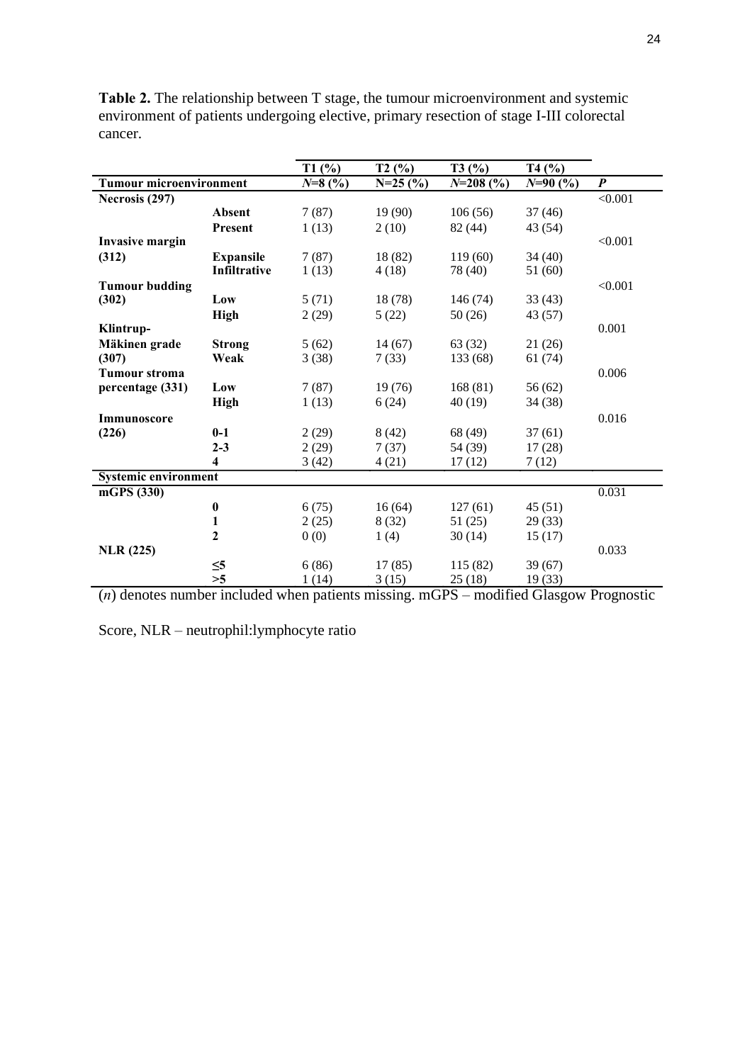**Table 2.** The relationship between T stage, the tumour microenvironment and systemic environment of patients undergoing elective, primary resection of stage I-III colorectal cancer.

| | | T1 (%) | T2 (%) | T3 (%) | T4 (%) | |
|---|---|---|---|---|---|---|
| **Tumour microenvironment** | | *N*=8 (%) | N=25 (%) | *N*=208 (%) | *N*=90 (%) | ***P*** |
| **Necrosis (297)** | | | | | | <0.001 |
| | **Absent** | 7 (87) | 19 (90) | 106 (56) | 37 (46) | |
| | **Present** | 1 (13) | 2 (10) | 82 (44) | 43 (54) | |
| **Invasive margin (312)** | | | | | | <0.001 |
| | **Expansile** | 7 (87) | 18 (82) | 119 (60) | 34 (40) | |
| | **Infiltrative** | 1 (13) | 4 (18) | 78 (40) | 51 (60) | |
| **Tumour budding (302)** | | | | | | <0.001 |
| | **Low** | 5 (71) | 18 (78) | 146 (74) | 33 (43) | |
| | **High** | 2 (29) | 5 (22) | 50 (26) | 43 (57) | |
| **Klintrup-Mäkinen grade (307)** | | | | | | 0.001 |
| | **Strong** | 5 (62) | 14 (67) | 63 (32) | 21 (26) | |
| | **Weak** | 3 (38) | 7 (33) | 133 (68) | 61 (74) | |
| **Tumour stroma percentage (331)** | | | | | | 0.006 |
| | **Low** | 7 (87) | 19 (76) | 168 (81) | 56 (62) | |
| | **High** | 1 (13) | 6 (24) | 40 (19) | 34 (38) | |
| **Immunoscore (226)** | | | | | | 0.016 |
| | **0-1** | 2 (29) | 8 (42) | 68 (49) | 37 (61) | |
| | **2-3** | 2 (29) | 7 (37) | 54 (39) | 17 (28) | |
| | **4** | 3 (42) | 4 (21) | 17 (12) | 7 (12) | |
| **Systemic environment** | | | | | | |
| **mGPS (330)** | | | | | | 0.031 |
| | **0** | 6 (75) | 16 (64) | 127 (61) | 45 (51) | |
| | **1** | 2 (25) | 8 (32) | 51 (25) | 29 (33) | |
| | **2** | 0 (0) | 1 (4) | 30 (14) | 15 (17) | |
| **NLR (225)** | | | | | | 0.033 |
| | **≤5** | 6 (86) | 17 (85) | 115 (82) | 39 (67) | |
| | **>5** | 1 (14) | 3 (15) | 25 (18) | 19 (33) | |

(*n*) denotes number included when patients missing. mGPS – modified Glasgow Prognostic Score, NLR – neutrophil:lymphocyte ratio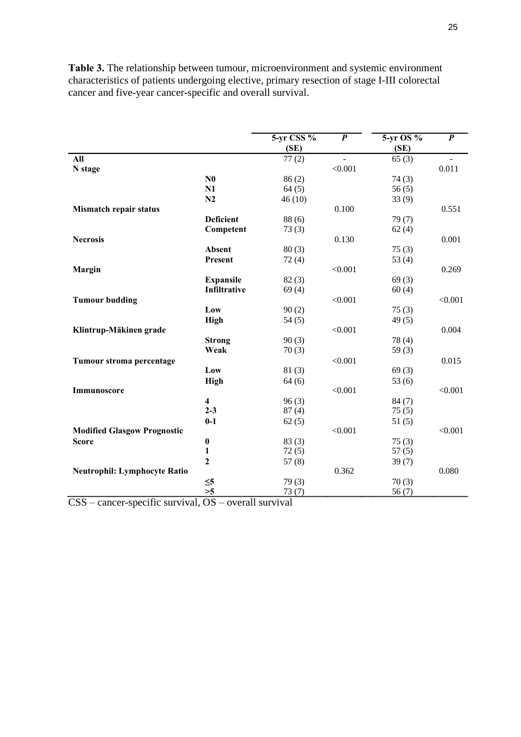**Table 3.** The relationship between tumour, microenvironment and systemic environment characteristics of patients undergoing elective, primary resection of stage I-III colorectal cancer and five-year cancer-specific and overall survival.

| | | 5-yr CSS % (SE) | *P* | 5-yr OS % (SE) | *P* |
|---|---|---|---|---|---|
| **All** | | 77 (2) | - | 65 (3) | - |
| **N stage** | | | <0.001 | | 0.011 |
| | **N0** | 86 (2) | | 74 (3) | |
| | **N1** | 64 (5) | | 56 (5) | |
| | **N2** | 46 (10) | | 33 (9) | |
| **Mismatch repair status** | | | 0.100 | | 0.551 |
| | **Deficient** | 88 (6) | | 79 (7) | |
| | **Competent** | 73 (3) | | 62 (4) | |
| **Necrosis** | | | 0.130 | | 0.001 |
| | **Absent** | 80 (3) | | 75 (3) | |
| | **Present** | 72 (4) | | 53 (4) | |
| **Margin** | | | <0.001 | | 0.269 |
| | **Expansile** | 82 (3) | | 69 (3) | |
| | **Infiltrative** | 69 (4) | | 60 (4) | |
| **Tumour budding** | | | <0.001 | | <0.001 |
| | **Low** | 90 (2) | | 75 (3) | |
| | **High** | 54 (5) | | 49 (5) | |
| **Klintrup-Mäkinen grade** | | | <0.001 | | 0.004 |
| | **Strong** | 90 (3) | | 78 (4) | |
| | **Weak** | 70 (3) | | 59 (3) | |
| **Tumour stroma percentage** | | | <0.001 | | 0.015 |
| | **Low** | 81 (3) | | 69 (3) | |
| | **High** | 64 (6) | | 53 (6) | |
| **Immunoscore** | | | <0.001 | | <0.001 |
| | **4** | 96 (3) | | 84 (7) | |
| | **2-3** | 87 (4) | | 75 (5) | |
| | **0-1** | 62 (5) | | 51 (5) | |
| **Modified Glasgow Prognostic Score** | | | <0.001 | | <0.001 |
| | **0** | 83 (3) | | 75 (3) | |
| | **1** | 72 (5) | | 57 (5) | |
| | **2** | 57 (8) | | 39 (7) | |
| **Neutrophil: Lymphocyte Ratio** | | | 0.362 | | 0.080 |
| | **≤5** | 79 (3) | | 70 (3) | |
| | **>5** | 73 (7) | | 56 (7) | |

CSS – cancer-specific survival, OS – overall survival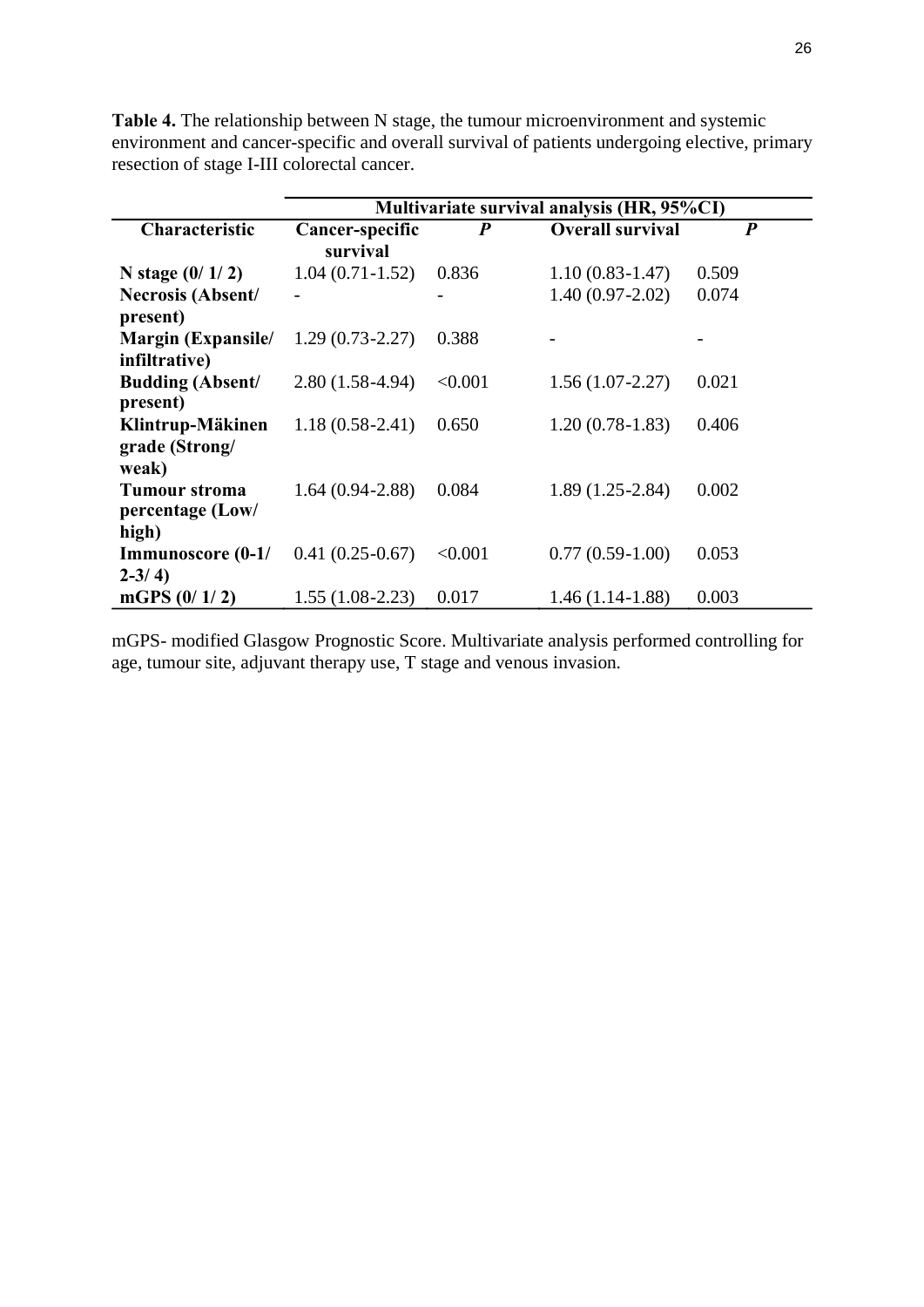**Table 4.** The relationship between N stage, the tumour microenvironment and systemic environment and cancer-specific and overall survival of patients undergoing elective, primary resection of stage I-III colorectal cancer.

| | Multivariate survival analysis (HR, 95%CI) | | | |
|---|---|---|---|---|
| **Characteristic** | **Cancer-specific survival** | ***P*** | **Overall survival** | ***P*** |
| **N stage (0/ 1/ 2)** | 1.04 (0.71-1.52) | 0.836 | 1.10 (0.83-1.47) | 0.509 |
| **Necrosis (Absent/ present)** | - | - | 1.40 (0.97-2.02) | 0.074 |
| **Margin (Expansile/ infiltrative)** | 1.29 (0.73-2.27) | 0.388 | - | - |
| **Budding (Absent/ present)** | 2.80 (1.58-4.94) | <0.001 | 1.56 (1.07-2.27) | 0.021 |
| **Klintrup-Mäkinen grade (Strong/ weak)** | 1.18 (0.58-2.41) | 0.650 | 1.20 (0.78-1.83) | 0.406 |
| **Tumour stroma percentage (Low/ high)** | 1.64 (0.94-2.88) | 0.084 | 1.89 (1.25-2.84) | 0.002 |
| **Immunoscore (0-1/ 2-3/ 4)** | 0.41 (0.25-0.67) | <0.001 | 0.77 (0.59-1.00) | 0.053 |
| **mGPS (0/ 1/ 2)** | 1.55 (1.08-2.23) | 0.017 | 1.46 (1.14-1.88) | 0.003 |

mGPS- modified Glasgow Prognostic Score. Multivariate analysis performed controlling for age, tumour site, adjuvant therapy use, T stage and venous invasion.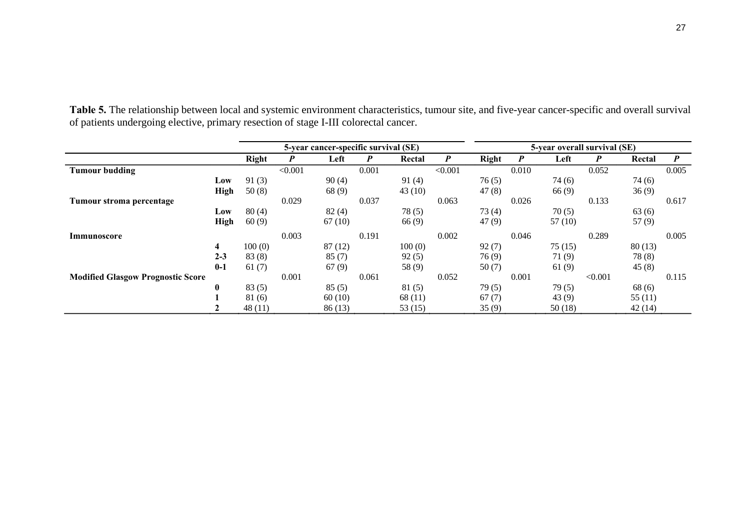**Table 5.** The relationship between local and systemic environment characteristics, tumour site, and five-year cancer-specific and overall survival of patients undergoing elective, primary resection of stage I-III colorectal cancer.

| | | 5-year cancer-specific survival (SE) | | | | | | 5-year overall survival (SE) | | | | | |
|---|---|---|---|---|---|---|---|---|---|---|---|---|---|
| | | **Right** | ***P*** | **Left** | ***P*** | **Rectal** | ***P*** | **Right** | ***P*** | **Left** | ***P*** | **Rectal** | ***P*** |
| **Tumour budding** | | | <0.001 | | 0.001 | | <0.001 | | 0.010 | | 0.052 | | 0.005 |
| | **Low** | 91 (3) | | 90 (4) | | 91 (4) | | 76 (5) | | 74 (6) | | 74 (6) | |
| | **High** | 50 (8) | | 68 (9) | | 43 (10) | | 47 (8) | | 66 (9) | | 36 (9) | |
| **Tumour stroma percentage** | | | 0.029 | | 0.037 | | 0.063 | | 0.026 | | 0.133 | | 0.617 |
| | **Low** | 80 (4) | | 82 (4) | | 78 (5) | | 73 (4) | | 70 (5) | | 63 (6) | |
| | **High** | 60 (9) | | 67 (10) | | 66 (9) | | 47 (9) | | 57 (10) | | 57 (9) | |
| **Immunoscore** | | | 0.003 | | 0.191 | | 0.002 | | 0.046 | | 0.289 | | 0.005 |
| | **4** | 100 (0) | | 87 (12) | | 100 (0) | | 92 (7) | | 75 (15) | | 80 (13) | |
| | **2-3** | 83 (8) | | 85 (7) | | 92 (5) | | 76 (9) | | 71 (9) | | 78 (8) | |
| | **0-1** | 61 (7) | | 67 (9) | | 58 (9) | | 50 (7) | | 61 (9) | | 45 (8) | |
| **Modified Glasgow Prognostic Score** | | | 0.001 | | 0.061 | | 0.052 | | 0.001 | | <0.001 | | 0.115 |
| | **0** | 83 (5) | | 85 (5) | | 81 (5) | | 79 (5) | | 79 (5) | | 68 (6) | |
| | **1** | 81 (6) | | 60 (10) | | 68 (11) | | 67 (7) | | 43 (9) | | 55 (11) | |
| | **2** | 48 (11) | | 86 (13) | | 53 (15) | | 35 (9) | | 50 (18) | | 42 (14) | |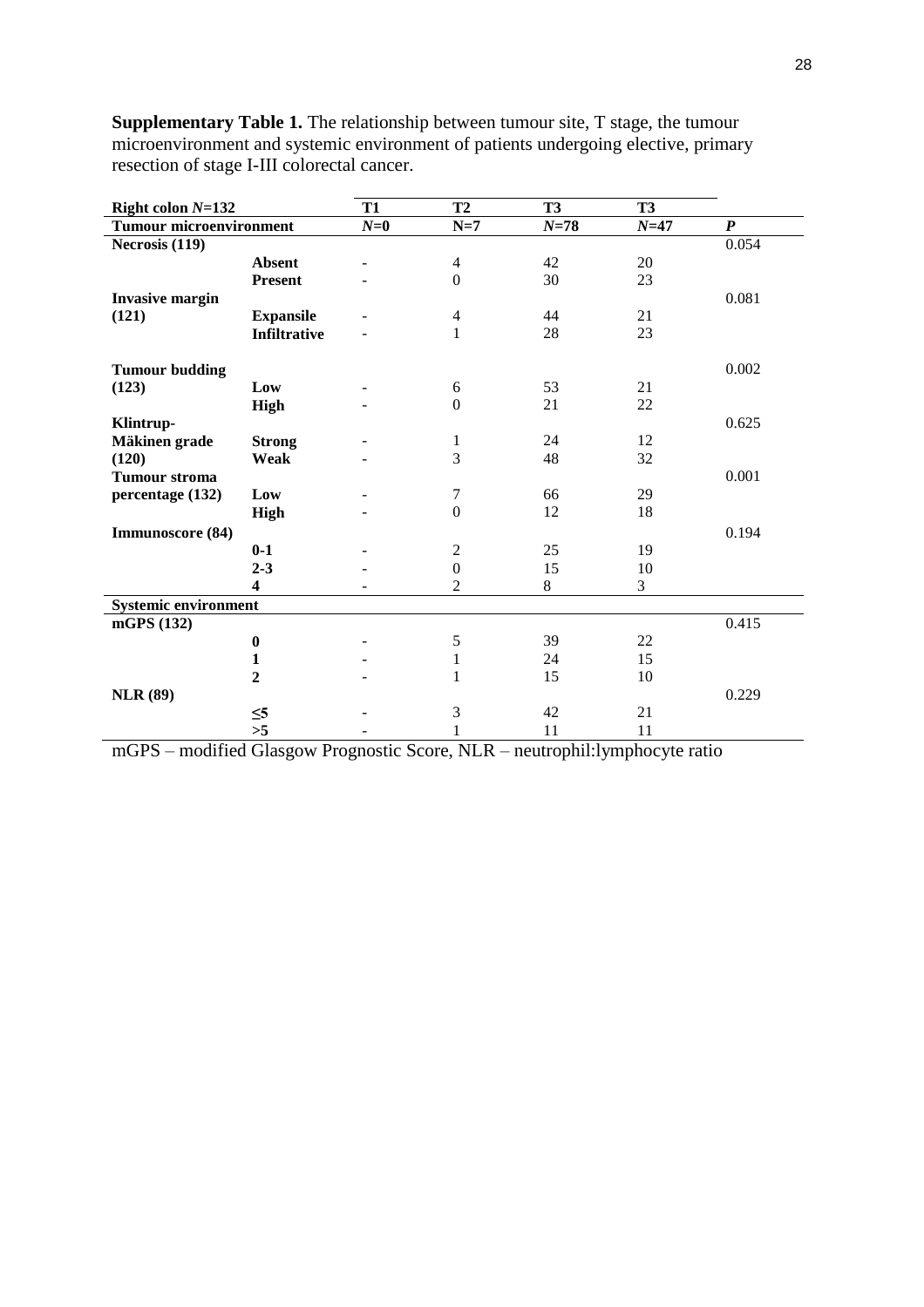**Supplementary Table 1.** The relationship between tumour site, T stage, the tumour microenvironment and systemic environment of patients undergoing elective, primary resection of stage I-III colorectal cancer.

| **Right colon *N*=132** | | **T1** | **T2** | **T3** | **T3** | |
|---|---|---|---|---|---|---|
| **Tumour microenvironment** | | ***N*=0** | **N=7** | ***N*=78** | ***N*=47** | ***P*** |
| **Necrosis (119)** | | | | | | 0.054 |
| | **Absent** | - | 4 | 42 | 20 | |
| | **Present** | - | 0 | 30 | 23 | |
| **Invasive margin (121)** | | | | | | 0.081 |
| | **Expansile** | - | 4 | 44 | 21 | |
| | **Infiltrative** | - | 1 | 28 | 23 | |
| **Tumour budding (123)** | | | | | | 0.002 |
| | **Low** | - | 6 | 53 | 21 | |
| | **High** | - | 0 | 21 | 22 | |
| **Klintrup-Mäkinen grade (120)** | | | | | | 0.625 |
| | **Strong** | - | 1 | 24 | 12 | |
| | **Weak** | - | 3 | 48 | 32 | |
| **Tumour stroma percentage (132)** | | | | | | 0.001 |
| | **Low** | - | 7 | 66 | 29 | |
| | **High** | - | 0 | 12 | 18 | |
| **Immunoscore (84)** | | | | | | 0.194 |
| | **0-1** | - | 2 | 25 | 19 | |
| | **2-3** | - | 0 | 15 | 10 | |
| | **4** | - | 2 | 8 | 3 | |
| **Systemic environment** | | | | | | |
| **mGPS (132)** | | | | | | 0.415 |
| | **0** | - | 5 | 39 | 22 | |
| | **1** | - | 1 | 24 | 15 | |
| | **2** | - | 1 | 15 | 10 | |
| **NLR (89)** | | | | | | 0.229 |
| | **≤5** | - | 3 | 42 | 21 | |
| | **>5** | - | 1 | 11 | 11 | |

mGPS – modified Glasgow Prognostic Score, NLR – neutrophil:lymphocyte ratio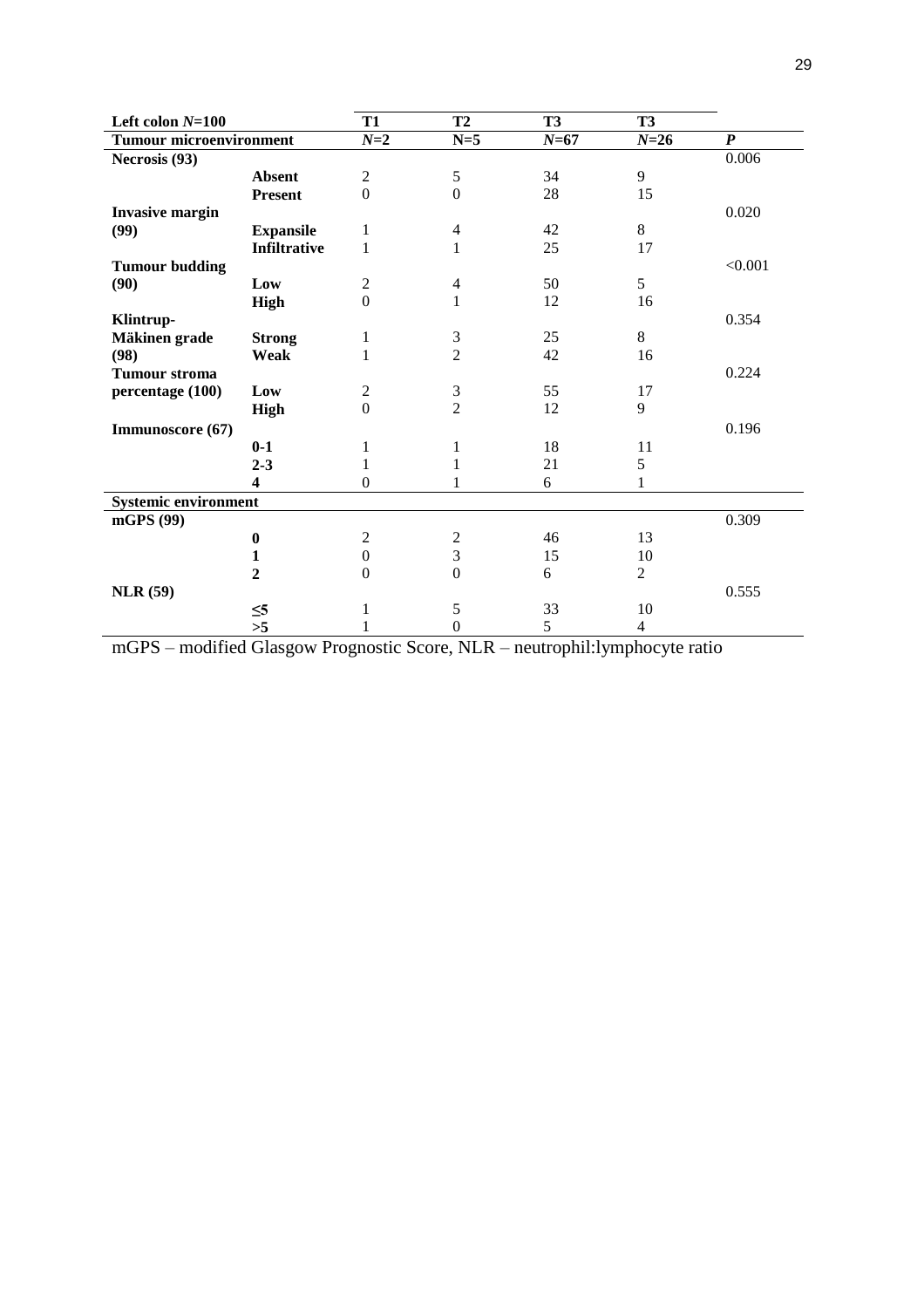| Left colon $N$=100 | | T1 | T2 | T3 | T3 | |
|---|---|---|---|---|---|---|
| **Tumour microenvironment** | | $N$=2 | N=5 | $N$=67 | $N$=26 | ***P*** |
| **Necrosis (93)** | | | | | | 0.006 |
| | **Absent** | 2 | 5 | 34 | 9 | |
| | **Present** | 0 | 0 | 28 | 15 | |
| **Invasive margin (99)** | | | | | | 0.020 |
| | **Expansile** | 1 | 4 | 42 | 8 | |
| | **Infiltrative** | 1 | 1 | 25 | 17 | |
| **Tumour budding (90)** | | | | | | <0.001 |
| | **Low** | 2 | 4 | 50 | 5 | |
| | **High** | 0 | 1 | 12 | 16 | |
| **Klintrup-Mäkinen grade (98)** | | | | | | 0.354 |
| | **Strong** | 1 | 3 | 25 | 8 | |
| | **Weak** | 1 | 2 | 42 | 16 | |
| **Tumour stroma percentage (100)** | | | | | | 0.224 |
| | **Low** | 2 | 3 | 55 | 17 | |
| | **High** | 0 | 2 | 12 | 9 | |
| **Immunoscore (67)** | | | | | | 0.196 |
| | **0-1** | 1 | 1 | 18 | 11 | |
| | **2-3** | 1 | 1 | 21 | 5 | |
| | **4** | 0 | 1 | 6 | 1 | |
| **Systemic environment** | | | | | | |
| **mGPS (99)** | | | | | | 0.309 |
| | **0** | 2 | 2 | 46 | 13 | |
| | **1** | 0 | 3 | 15 | 10 | |
| | **2** | 0 | 0 | 6 | 2 | |
| **NLR (59)** | | | | | | 0.555 |
| | **≤5** | 1 | 5 | 33 | 10 | |
| | **>5** | 1 | 0 | 5 | 4 | |

mGPS – modified Glasgow Prognostic Score, NLR – neutrophil:lymphocyte ratio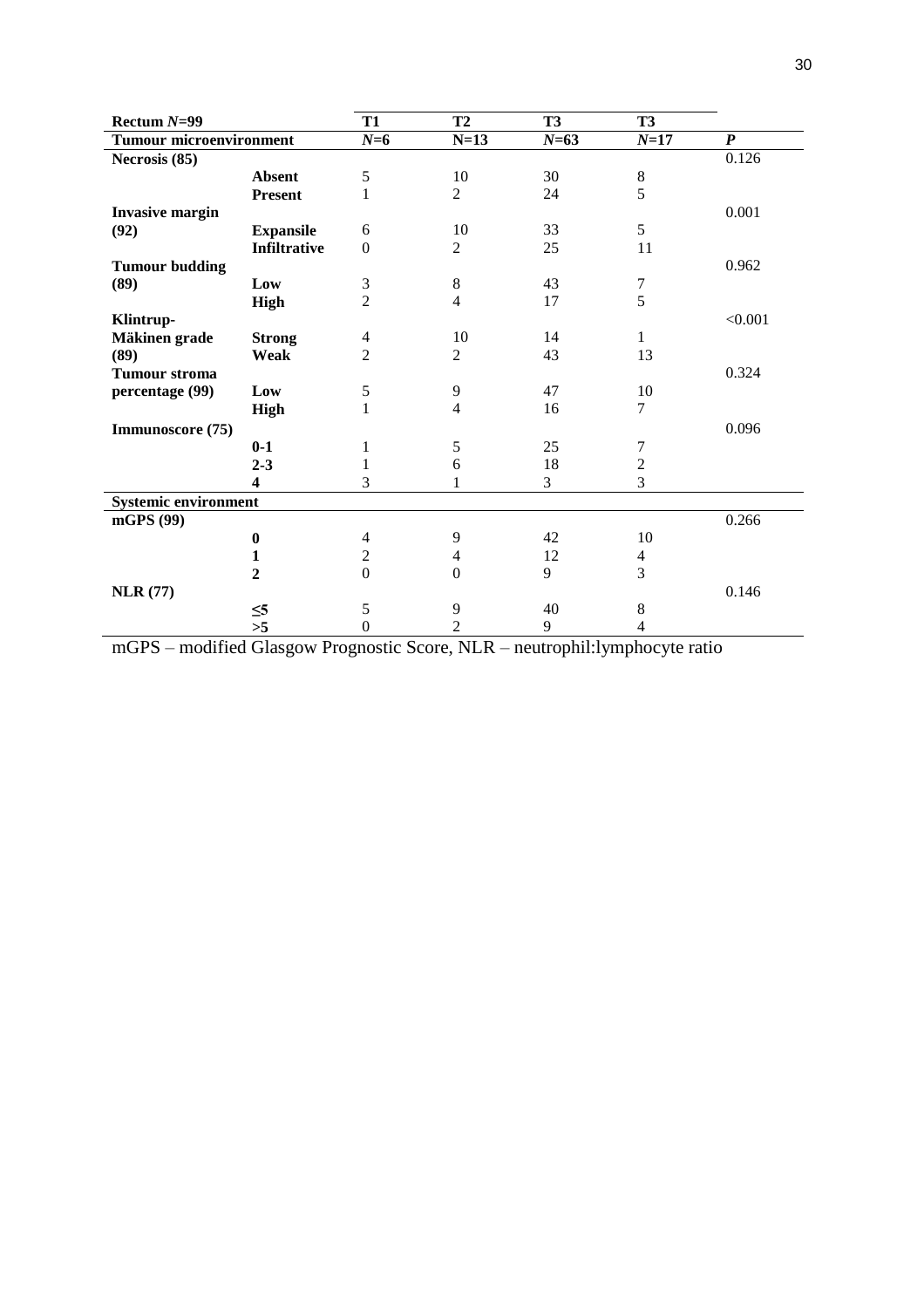| Rectum $N$=99 | | T1 | T2 | T3 | T3 | |
|---|---|---|---|---|---|---|
| **Tumour microenvironment** | | $N$=6 | N=13 | $N$=63 | $N$=17 | $P$ |
| **Necrosis (85)** | | | | | | 0.126 |
| | **Absent** | 5 | 10 | 30 | 8 | |
| | **Present** | 1 | 2 | 24 | 5 | |
| **Invasive margin (92)** | | | | | | 0.001 |
| | **Expansile** | 6 | 10 | 33 | 5 | |
| | **Infiltrative** | 0 | 2 | 25 | 11 | |
| **Tumour budding (89)** | | | | | | 0.962 |
| | **Low** | 3 | 8 | 43 | 7 | |
| | **High** | 2 | 4 | 17 | 5 | |
| **Klintrup-Mäkinen grade (89)** | | | | | | <0.001 |
| | **Strong** | 4 | 10 | 14 | 1 | |
| | **Weak** | 2 | 2 | 43 | 13 | |
| **Tumour stroma percentage (99)** | | | | | | 0.324 |
| | **Low** | 5 | 9 | 47 | 10 | |
| | **High** | 1 | 4 | 16 | 7 | |
| **Immunoscore (75)** | | | | | | 0.096 |
| | **0-1** | 1 | 5 | 25 | 7 | |
| | **2-3** | 1 | 6 | 18 | 2 | |
| | **4** | 3 | 1 | 3 | 3 | |
| **Systemic environment** | | | | | | |
| **mGPS (99)** | | | | | | 0.266 |
| | **0** | 4 | 9 | 42 | 10 | |
| | **1** | 2 | 4 | 12 | 4 | |
| | **2** | 0 | 0 | 9 | 3 | |
| **NLR (77)** | | | | | | 0.146 |
| | **≤5** | 5 | 9 | 40 | 8 | |
| | **>5** | 0 | 2 | 9 | 4 | |

mGPS – modified Glasgow Prognostic Score, NLR – neutrophil:lymphocyte ratio